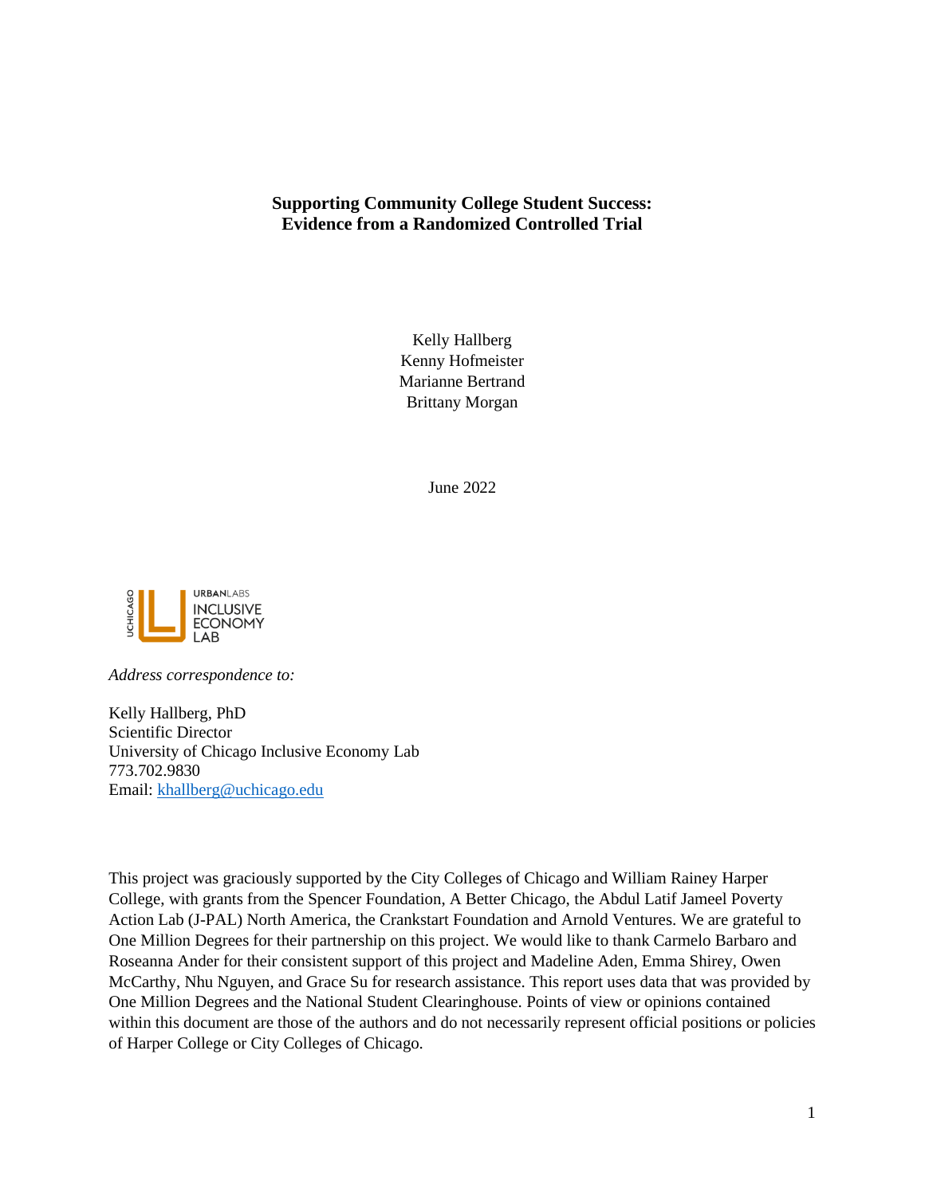# Supporting Community College Student Success: Evidence from a Randomized Controlled Trial

Kelly Hallberg
Kenny Hofmeister
Marianne Bertrand
Brittany Morgan

June 2022

UCHICAGO URBANLABS INCLUSIVE ECONOMY LAB

*Address correspondence to:*

Kelly Hallberg, PhD
Scientific Director
University of Chicago Inclusive Economy Lab
773.702.9830
Email: khallberg@uchicago.edu

This project was graciously supported by the City Colleges of Chicago and William Rainey Harper College, with grants from the Spencer Foundation, A Better Chicago, the Abdul Latif Jameel Poverty Action Lab (J-PAL) North America, the Crankstart Foundation and Arnold Ventures. We are grateful to One Million Degrees for their partnership on this project. We would like to thank Carmelo Barbaro and Roseanna Ander for their consistent support of this project and Madeline Aden, Emma Shirey, Owen McCarthy, Nhu Nguyen, and Grace Su for research assistance. This report uses data that was provided by One Million Degrees and the National Student Clearinghouse. Points of view or opinions contained within this document are those of the authors and do not necessarily represent official positions or policies of Harper College or City Colleges of Chicago.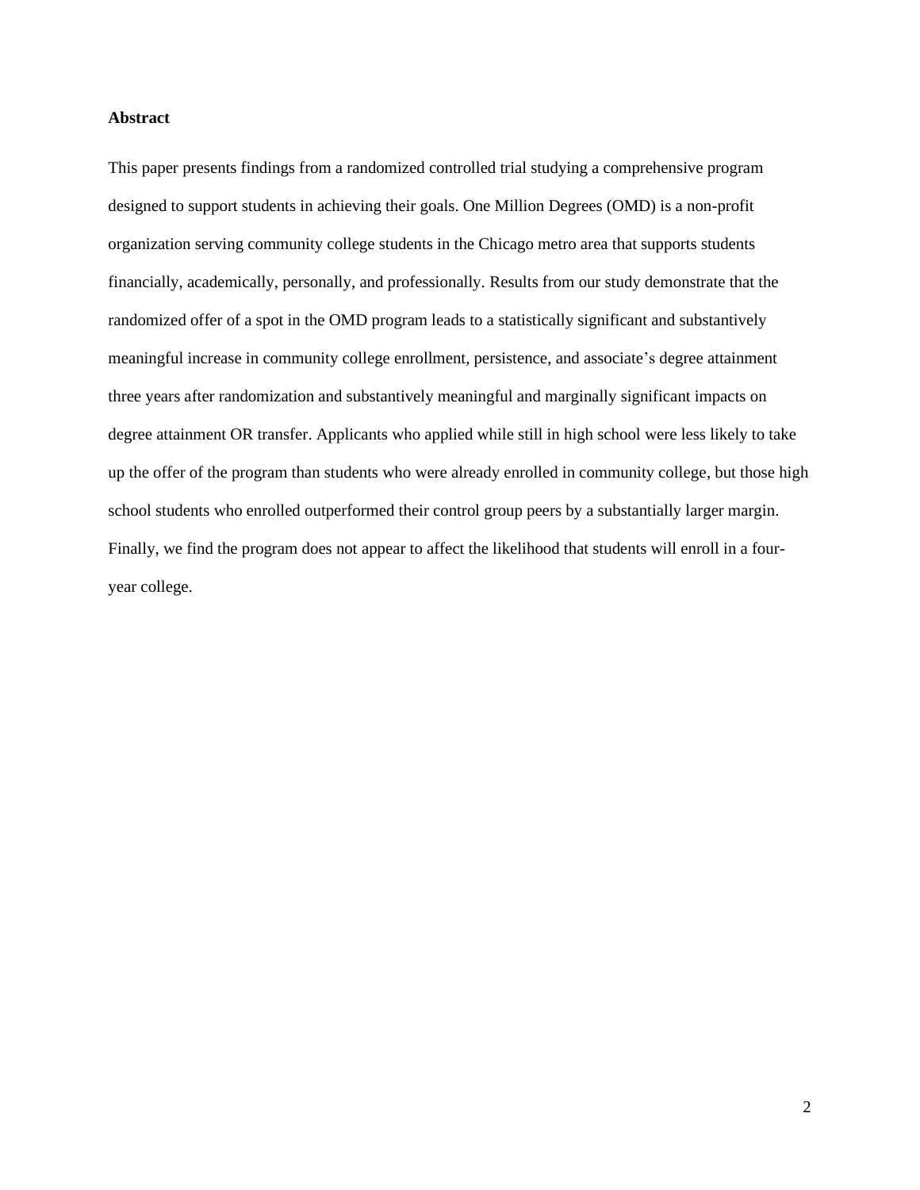**Abstract**

This paper presents findings from a randomized controlled trial studying a comprehensive program designed to support students in achieving their goals. One Million Degrees (OMD) is a non-profit organization serving community college students in the Chicago metro area that supports students financially, academically, personally, and professionally. Results from our study demonstrate that the randomized offer of a spot in the OMD program leads to a statistically significant and substantively meaningful increase in community college enrollment, persistence, and associate's degree attainment three years after randomization and substantively meaningful and marginally significant impacts on degree attainment OR transfer. Applicants who applied while still in high school were less likely to take up the offer of the program than students who were already enrolled in community college, but those high school students who enrolled outperformed their control group peers by a substantially larger margin. Finally, we find the program does not appear to affect the likelihood that students will enroll in a four-year college.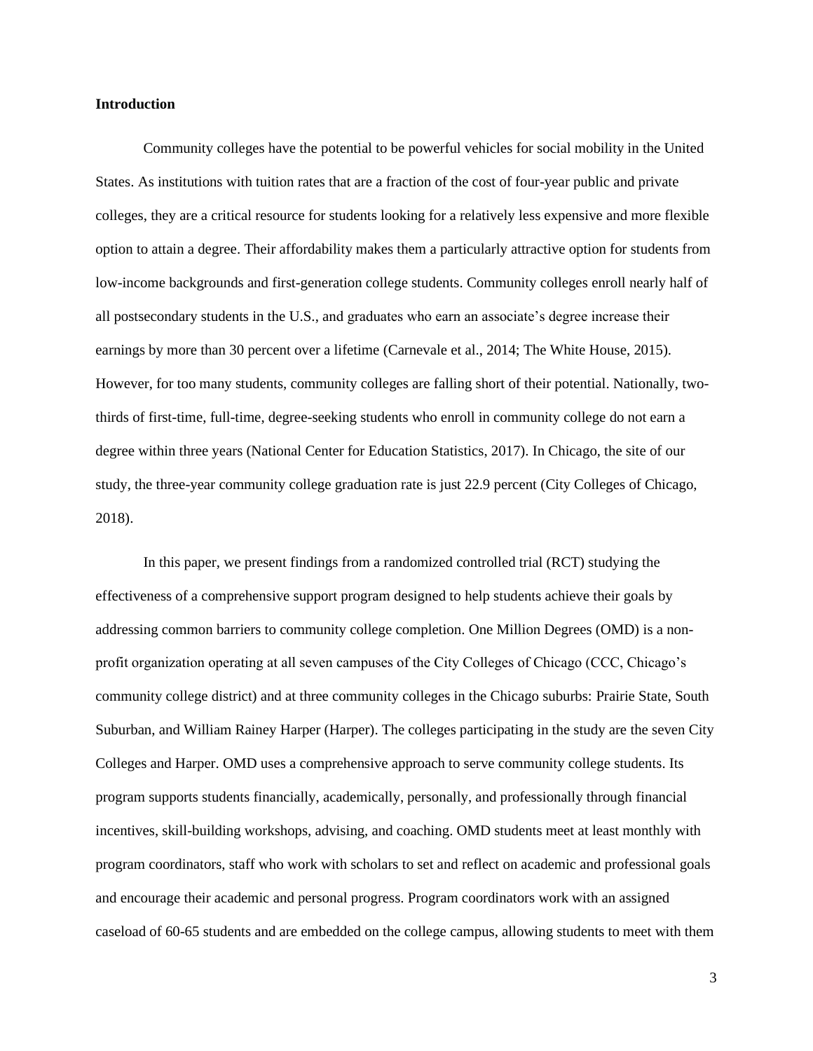**Introduction**

Community colleges have the potential to be powerful vehicles for social mobility in the United States. As institutions with tuition rates that are a fraction of the cost of four-year public and private colleges, they are a critical resource for students looking for a relatively less expensive and more flexible option to attain a degree. Their affordability makes them a particularly attractive option for students from low-income backgrounds and first-generation college students. Community colleges enroll nearly half of all postsecondary students in the U.S., and graduates who earn an associate's degree increase their earnings by more than 30 percent over a lifetime (Carnevale et al., 2014; The White House, 2015). However, for too many students, community colleges are falling short of their potential. Nationally, two-thirds of first-time, full-time, degree-seeking students who enroll in community college do not earn a degree within three years (National Center for Education Statistics, 2017). In Chicago, the site of our study, the three-year community college graduation rate is just 22.9 percent (City Colleges of Chicago, 2018).

In this paper, we present findings from a randomized controlled trial (RCT) studying the effectiveness of a comprehensive support program designed to help students achieve their goals by addressing common barriers to community college completion. One Million Degrees (OMD) is a non-profit organization operating at all seven campuses of the City Colleges of Chicago (CCC, Chicago's community college district) and at three community colleges in the Chicago suburbs: Prairie State, South Suburban, and William Rainey Harper (Harper). The colleges participating in the study are the seven City Colleges and Harper. OMD uses a comprehensive approach to serve community college students. Its program supports students financially, academically, personally, and professionally through financial incentives, skill-building workshops, advising, and coaching. OMD students meet at least monthly with program coordinators, staff who work with scholars to set and reflect on academic and professional goals and encourage their academic and personal progress. Program coordinators work with an assigned caseload of 60-65 students and are embedded on the college campus, allowing students to meet with them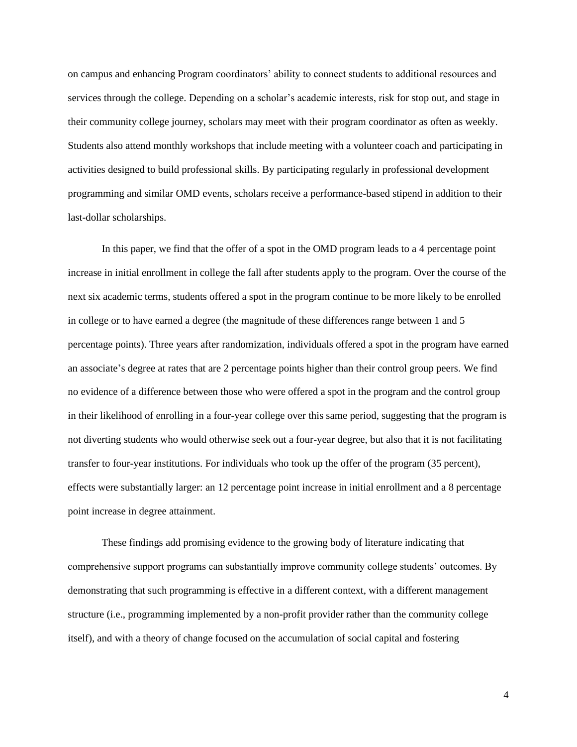on campus and enhancing Program coordinators' ability to connect students to additional resources and services through the college. Depending on a scholar's academic interests, risk for stop out, and stage in their community college journey, scholars may meet with their program coordinator as often as weekly. Students also attend monthly workshops that include meeting with a volunteer coach and participating in activities designed to build professional skills. By participating regularly in professional development programming and similar OMD events, scholars receive a performance-based stipend in addition to their last-dollar scholarships.

In this paper, we find that the offer of a spot in the OMD program leads to a 4 percentage point increase in initial enrollment in college the fall after students apply to the program. Over the course of the next six academic terms, students offered a spot in the program continue to be more likely to be enrolled in college or to have earned a degree (the magnitude of these differences range between 1 and 5 percentage points). Three years after randomization, individuals offered a spot in the program have earned an associate's degree at rates that are 2 percentage points higher than their control group peers. We find no evidence of a difference between those who were offered a spot in the program and the control group in their likelihood of enrolling in a four-year college over this same period, suggesting that the program is not diverting students who would otherwise seek out a four-year degree, but also that it is not facilitating transfer to four-year institutions. For individuals who took up the offer of the program (35 percent), effects were substantially larger: an 12 percentage point increase in initial enrollment and a 8 percentage point increase in degree attainment.

These findings add promising evidence to the growing body of literature indicating that comprehensive support programs can substantially improve community college students' outcomes. By demonstrating that such programming is effective in a different context, with a different management structure (i.e., programming implemented by a non-profit provider rather than the community college itself), and with a theory of change focused on the accumulation of social capital and fostering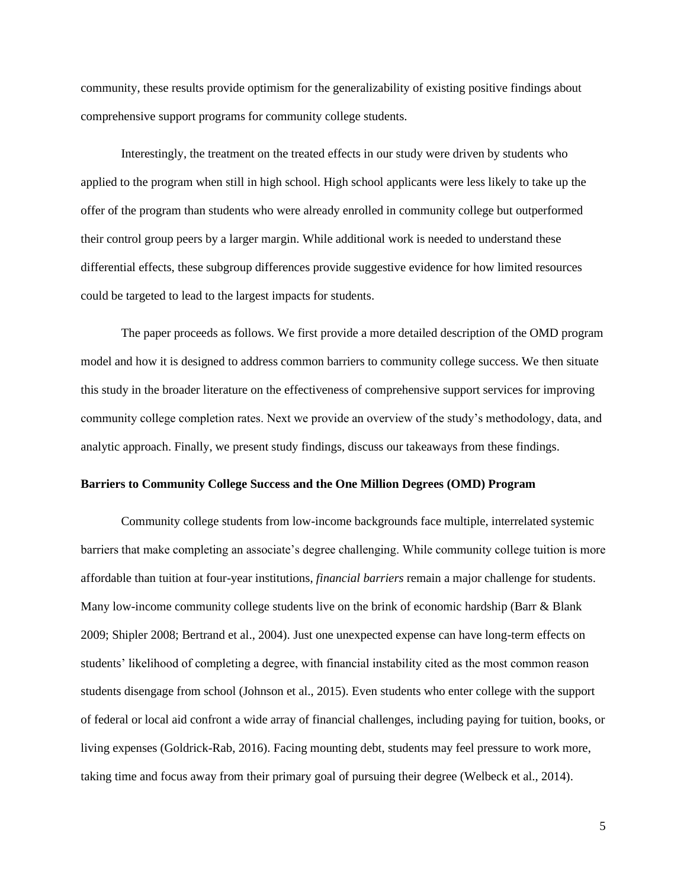community, these results provide optimism for the generalizability of existing positive findings about comprehensive support programs for community college students.

Interestingly, the treatment on the treated effects in our study were driven by students who applied to the program when still in high school. High school applicants were less likely to take up the offer of the program than students who were already enrolled in community college but outperformed their control group peers by a larger margin. While additional work is needed to understand these differential effects, these subgroup differences provide suggestive evidence for how limited resources could be targeted to lead to the largest impacts for students.

The paper proceeds as follows. We first provide a more detailed description of the OMD program model and how it is designed to address common barriers to community college success. We then situate this study in the broader literature on the effectiveness of comprehensive support services for improving community college completion rates. Next we provide an overview of the study's methodology, data, and analytic approach. Finally, we present study findings, discuss our takeaways from these findings.

**Barriers to Community College Success and the One Million Degrees (OMD) Program**

Community college students from low-income backgrounds face multiple, interrelated systemic barriers that make completing an associate's degree challenging. While community college tuition is more affordable than tuition at four-year institutions, *financial barriers* remain a major challenge for students. Many low-income community college students live on the brink of economic hardship (Barr & Blank 2009; Shipler 2008; Bertrand et al., 2004). Just one unexpected expense can have long-term effects on students' likelihood of completing a degree, with financial instability cited as the most common reason students disengage from school (Johnson et al., 2015). Even students who enter college with the support of federal or local aid confront a wide array of financial challenges, including paying for tuition, books, or living expenses (Goldrick-Rab, 2016). Facing mounting debt, students may feel pressure to work more, taking time and focus away from their primary goal of pursuing their degree (Welbeck et al., 2014).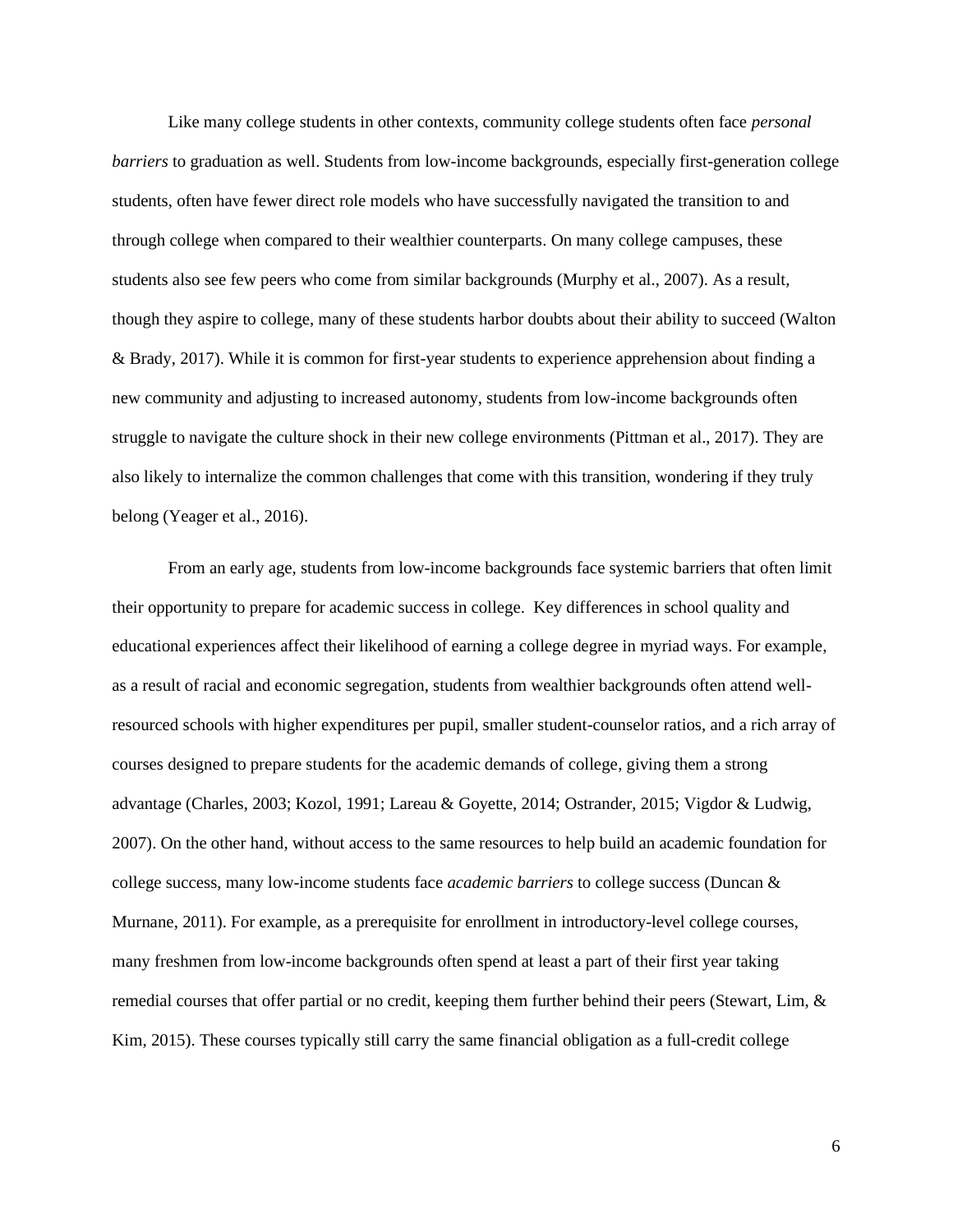Like many college students in other contexts, community college students often face *personal barriers* to graduation as well. Students from low-income backgrounds, especially first-generation college students, often have fewer direct role models who have successfully navigated the transition to and through college when compared to their wealthier counterparts. On many college campuses, these students also see few peers who come from similar backgrounds (Murphy et al., 2007). As a result, though they aspire to college, many of these students harbor doubts about their ability to succeed (Walton & Brady, 2017). While it is common for first-year students to experience apprehension about finding a new community and adjusting to increased autonomy, students from low-income backgrounds often struggle to navigate the culture shock in their new college environments (Pittman et al., 2017). They are also likely to internalize the common challenges that come with this transition, wondering if they truly belong (Yeager et al., 2016).

From an early age, students from low-income backgrounds face systemic barriers that often limit their opportunity to prepare for academic success in college. Key differences in school quality and educational experiences affect their likelihood of earning a college degree in myriad ways. For example, as a result of racial and economic segregation, students from wealthier backgrounds often attend well-resourced schools with higher expenditures per pupil, smaller student-counselor ratios, and a rich array of courses designed to prepare students for the academic demands of college, giving them a strong advantage (Charles, 2003; Kozol, 1991; Lareau & Goyette, 2014; Ostrander, 2015; Vigdor & Ludwig, 2007). On the other hand, without access to the same resources to help build an academic foundation for college success, many low-income students face *academic barriers* to college success (Duncan & Murnane, 2011). For example, as a prerequisite for enrollment in introductory-level college courses, many freshmen from low-income backgrounds often spend at least a part of their first year taking remedial courses that offer partial or no credit, keeping them further behind their peers (Stewart, Lim, & Kim, 2015). These courses typically still carry the same financial obligation as a full-credit college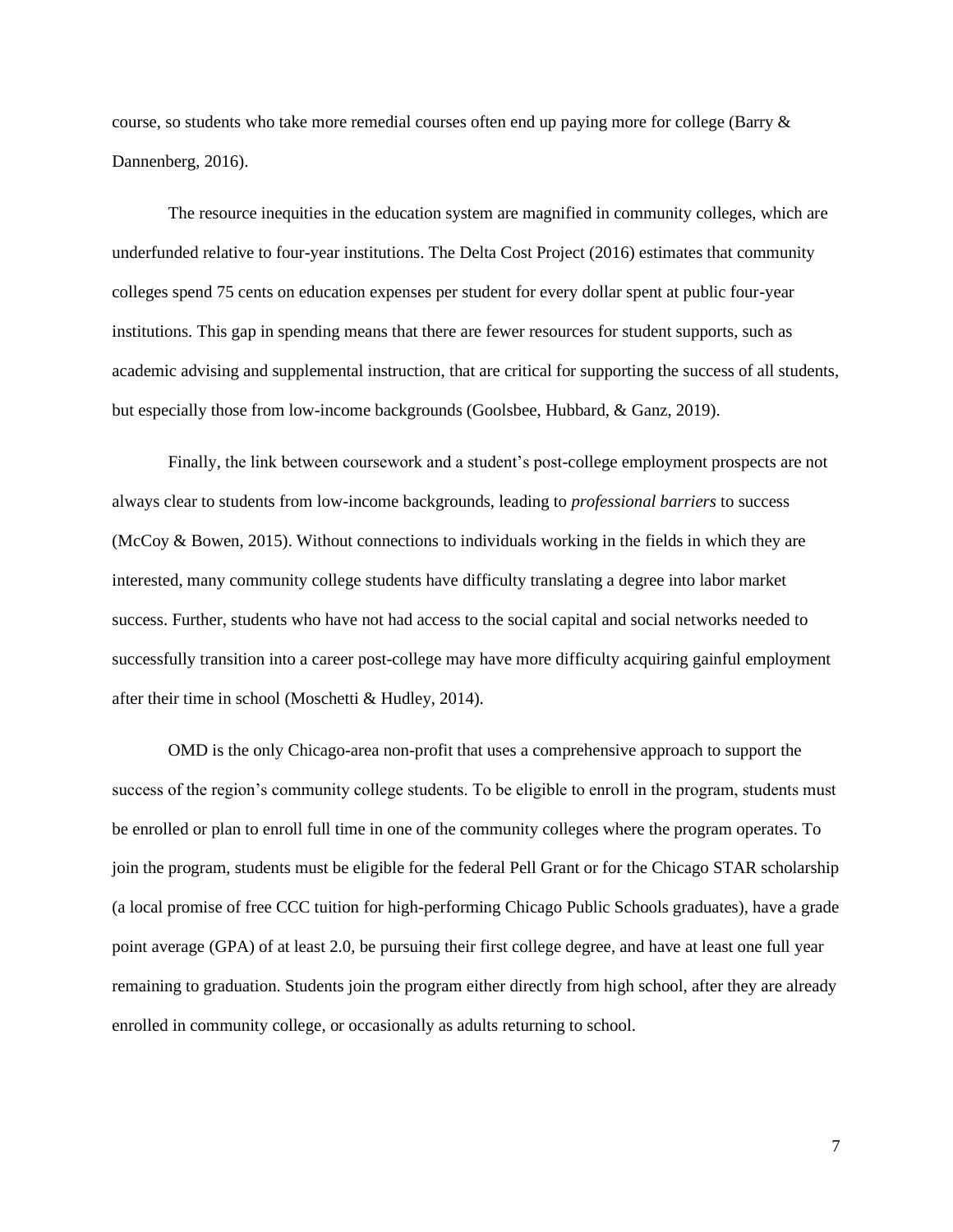course, so students who take more remedial courses often end up paying more for college (Barry & Dannenberg, 2016).

The resource inequities in the education system are magnified in community colleges, which are underfunded relative to four-year institutions. The Delta Cost Project (2016) estimates that community colleges spend 75 cents on education expenses per student for every dollar spent at public four-year institutions. This gap in spending means that there are fewer resources for student supports, such as academic advising and supplemental instruction, that are critical for supporting the success of all students, but especially those from low-income backgrounds (Goolsbee, Hubbard, & Ganz, 2019).

Finally, the link between coursework and a student's post-college employment prospects are not always clear to students from low-income backgrounds, leading to *professional barriers* to success (McCoy & Bowen, 2015). Without connections to individuals working in the fields in which they are interested, many community college students have difficulty translating a degree into labor market success. Further, students who have not had access to the social capital and social networks needed to successfully transition into a career post-college may have more difficulty acquiring gainful employment after their time in school (Moschetti & Hudley, 2014).

OMD is the only Chicago-area non-profit that uses a comprehensive approach to support the success of the region's community college students. To be eligible to enroll in the program, students must be enrolled or plan to enroll full time in one of the community colleges where the program operates. To join the program, students must be eligible for the federal Pell Grant or for the Chicago STAR scholarship (a local promise of free CCC tuition for high-performing Chicago Public Schools graduates), have a grade point average (GPA) of at least 2.0, be pursuing their first college degree, and have at least one full year remaining to graduation. Students join the program either directly from high school, after they are already enrolled in community college, or occasionally as adults returning to school.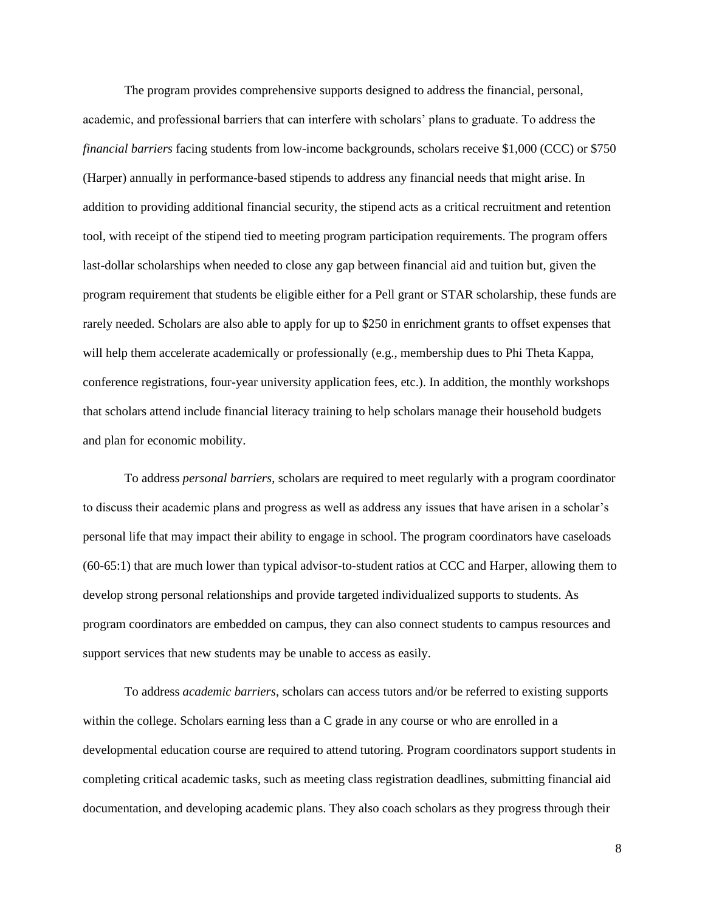The program provides comprehensive supports designed to address the financial, personal, academic, and professional barriers that can interfere with scholars' plans to graduate. To address the *financial barriers* facing students from low-income backgrounds, scholars receive $1,000 (CCC) or $750 (Harper) annually in performance-based stipends to address any financial needs that might arise. In addition to providing additional financial security, the stipend acts as a critical recruitment and retention tool, with receipt of the stipend tied to meeting program participation requirements. The program offers last-dollar scholarships when needed to close any gap between financial aid and tuition but, given the program requirement that students be eligible either for a Pell grant or STAR scholarship, these funds are rarely needed. Scholars are also able to apply for up to $250 in enrichment grants to offset expenses that will help them accelerate academically or professionally (e.g., membership dues to Phi Theta Kappa, conference registrations, four-year university application fees, etc.). In addition, the monthly workshops that scholars attend include financial literacy training to help scholars manage their household budgets and plan for economic mobility.

To address *personal barriers*, scholars are required to meet regularly with a program coordinator to discuss their academic plans and progress as well as address any issues that have arisen in a scholar's personal life that may impact their ability to engage in school. The program coordinators have caseloads (60-65:1) that are much lower than typical advisor-to-student ratios at CCC and Harper, allowing them to develop strong personal relationships and provide targeted individualized supports to students. As program coordinators are embedded on campus, they can also connect students to campus resources and support services that new students may be unable to access as easily.

To address *academic barriers*, scholars can access tutors and/or be referred to existing supports within the college. Scholars earning less than a C grade in any course or who are enrolled in a developmental education course are required to attend tutoring. Program coordinators support students in completing critical academic tasks, such as meeting class registration deadlines, submitting financial aid documentation, and developing academic plans. They also coach scholars as they progress through their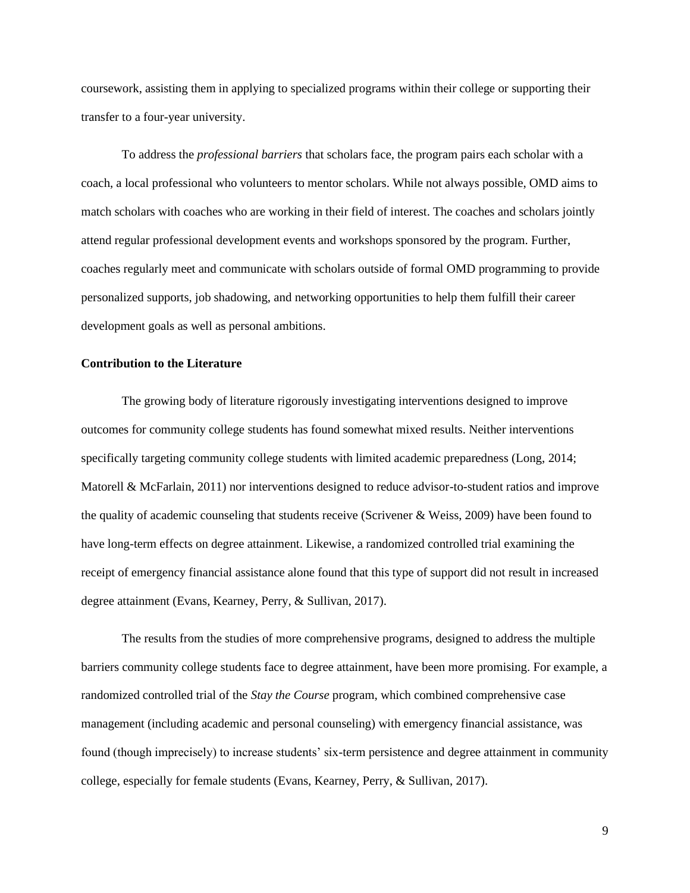coursework, assisting them in applying to specialized programs within their college or supporting their transfer to a four-year university.

To address the *professional barriers* that scholars face, the program pairs each scholar with a coach, a local professional who volunteers to mentor scholars. While not always possible, OMD aims to match scholars with coaches who are working in their field of interest. The coaches and scholars jointly attend regular professional development events and workshops sponsored by the program. Further, coaches regularly meet and communicate with scholars outside of formal OMD programming to provide personalized supports, job shadowing, and networking opportunities to help them fulfill their career development goals as well as personal ambitions.

**Contribution to the Literature**

The growing body of literature rigorously investigating interventions designed to improve outcomes for community college students has found somewhat mixed results. Neither interventions specifically targeting community college students with limited academic preparedness (Long, 2014; Matorell & McFarlain, 2011) nor interventions designed to reduce advisor-to-student ratios and improve the quality of academic counseling that students receive (Scrivener & Weiss, 2009) have been found to have long-term effects on degree attainment. Likewise, a randomized controlled trial examining the receipt of emergency financial assistance alone found that this type of support did not result in increased degree attainment (Evans, Kearney, Perry, & Sullivan, 2017).

The results from the studies of more comprehensive programs, designed to address the multiple barriers community college students face to degree attainment, have been more promising. For example, a randomized controlled trial of the *Stay the Course* program, which combined comprehensive case management (including academic and personal counseling) with emergency financial assistance, was found (though imprecisely) to increase students' six-term persistence and degree attainment in community college, especially for female students (Evans, Kearney, Perry, & Sullivan, 2017).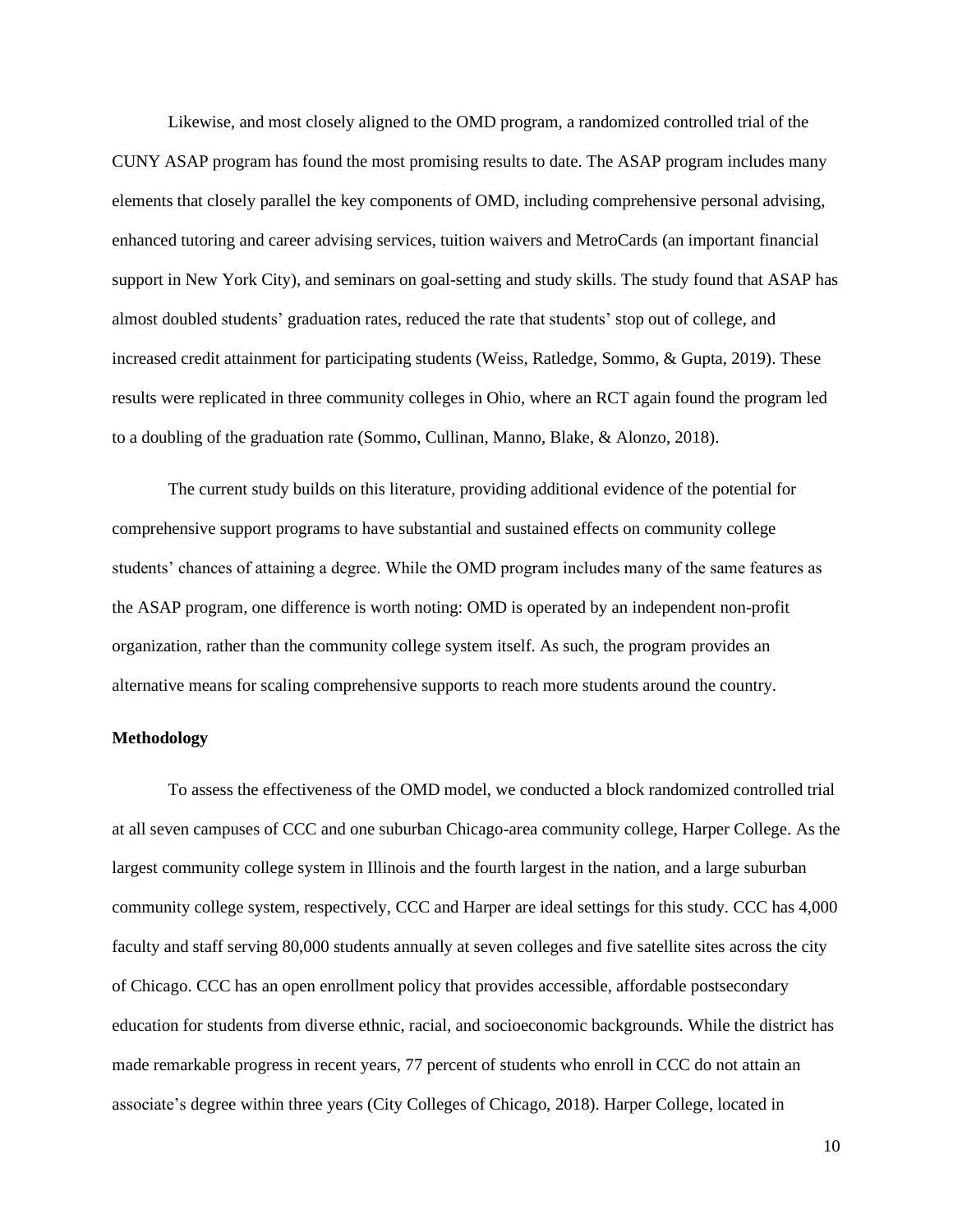Likewise, and most closely aligned to the OMD program, a randomized controlled trial of the CUNY ASAP program has found the most promising results to date. The ASAP program includes many elements that closely parallel the key components of OMD, including comprehensive personal advising, enhanced tutoring and career advising services, tuition waivers and MetroCards (an important financial support in New York City), and seminars on goal-setting and study skills. The study found that ASAP has almost doubled students' graduation rates, reduced the rate that students' stop out of college, and increased credit attainment for participating students (Weiss, Ratledge, Sommo, & Gupta, 2019). These results were replicated in three community colleges in Ohio, where an RCT again found the program led to a doubling of the graduation rate (Sommo, Cullinan, Manno, Blake, & Alonzo, 2018).

The current study builds on this literature, providing additional evidence of the potential for comprehensive support programs to have substantial and sustained effects on community college students' chances of attaining a degree. While the OMD program includes many of the same features as the ASAP program, one difference is worth noting: OMD is operated by an independent non-profit organization, rather than the community college system itself. As such, the program provides an alternative means for scaling comprehensive supports to reach more students around the country.

**Methodology**

To assess the effectiveness of the OMD model, we conducted a block randomized controlled trial at all seven campuses of CCC and one suburban Chicago-area community college, Harper College. As the largest community college system in Illinois and the fourth largest in the nation, and a large suburban community college system, respectively, CCC and Harper are ideal settings for this study. CCC has 4,000 faculty and staff serving 80,000 students annually at seven colleges and five satellite sites across the city of Chicago. CCC has an open enrollment policy that provides accessible, affordable postsecondary education for students from diverse ethnic, racial, and socioeconomic backgrounds. While the district has made remarkable progress in recent years, 77 percent of students who enroll in CCC do not attain an associate's degree within three years (City Colleges of Chicago, 2018). Harper College, located in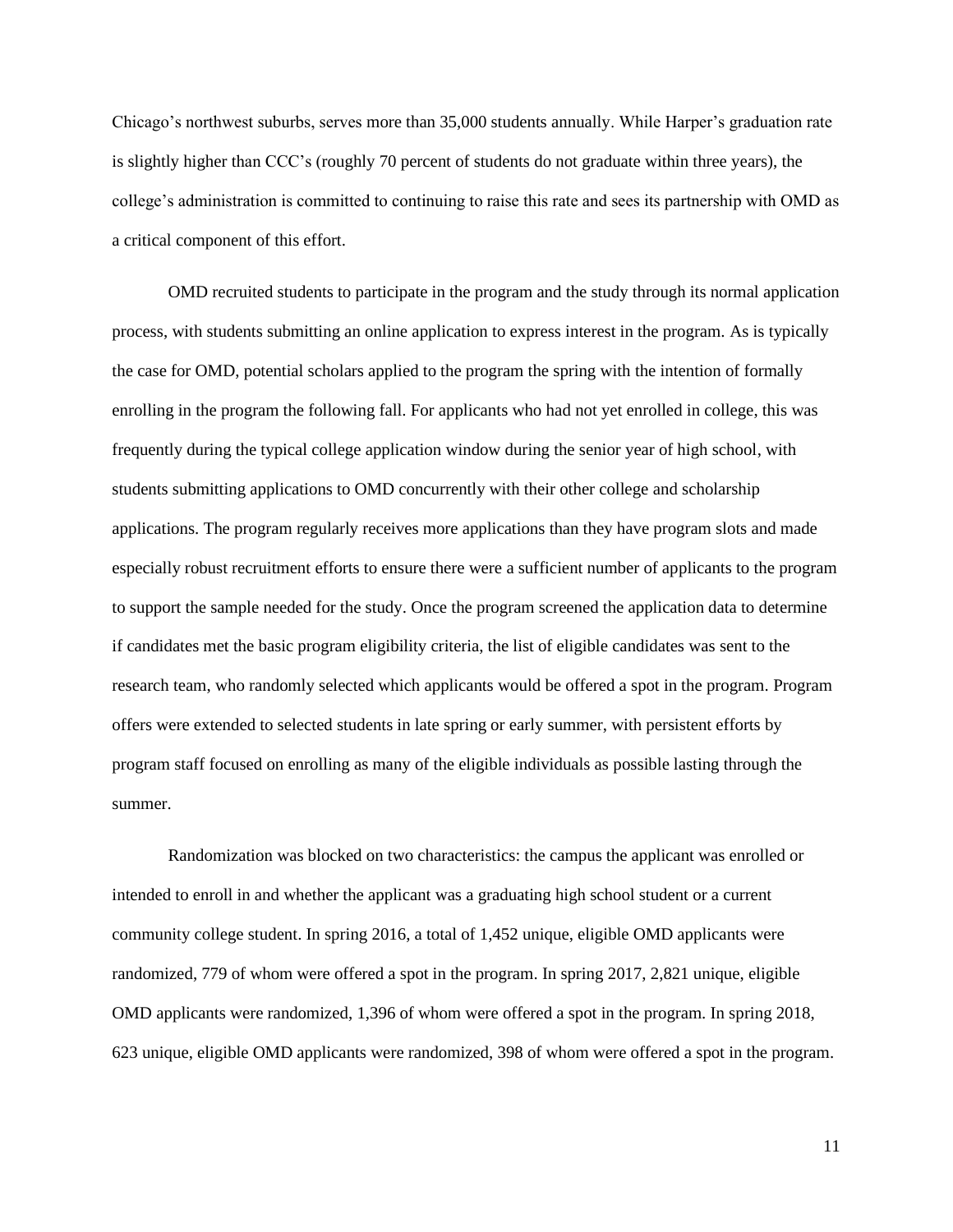Chicago's northwest suburbs, serves more than 35,000 students annually. While Harper's graduation rate is slightly higher than CCC's (roughly 70 percent of students do not graduate within three years), the college's administration is committed to continuing to raise this rate and sees its partnership with OMD as a critical component of this effort.

OMD recruited students to participate in the program and the study through its normal application process, with students submitting an online application to express interest in the program. As is typically the case for OMD, potential scholars applied to the program the spring with the intention of formally enrolling in the program the following fall. For applicants who had not yet enrolled in college, this was frequently during the typical college application window during the senior year of high school, with students submitting applications to OMD concurrently with their other college and scholarship applications. The program regularly receives more applications than they have program slots and made especially robust recruitment efforts to ensure there were a sufficient number of applicants to the program to support the sample needed for the study. Once the program screened the application data to determine if candidates met the basic program eligibility criteria, the list of eligible candidates was sent to the research team, who randomly selected which applicants would be offered a spot in the program. Program offers were extended to selected students in late spring or early summer, with persistent efforts by program staff focused on enrolling as many of the eligible individuals as possible lasting through the summer.

Randomization was blocked on two characteristics: the campus the applicant was enrolled or intended to enroll in and whether the applicant was a graduating high school student or a current community college student. In spring 2016, a total of 1,452 unique, eligible OMD applicants were randomized, 779 of whom were offered a spot in the program. In spring 2017, 2,821 unique, eligible OMD applicants were randomized, 1,396 of whom were offered a spot in the program. In spring 2018, 623 unique, eligible OMD applicants were randomized, 398 of whom were offered a spot in the program.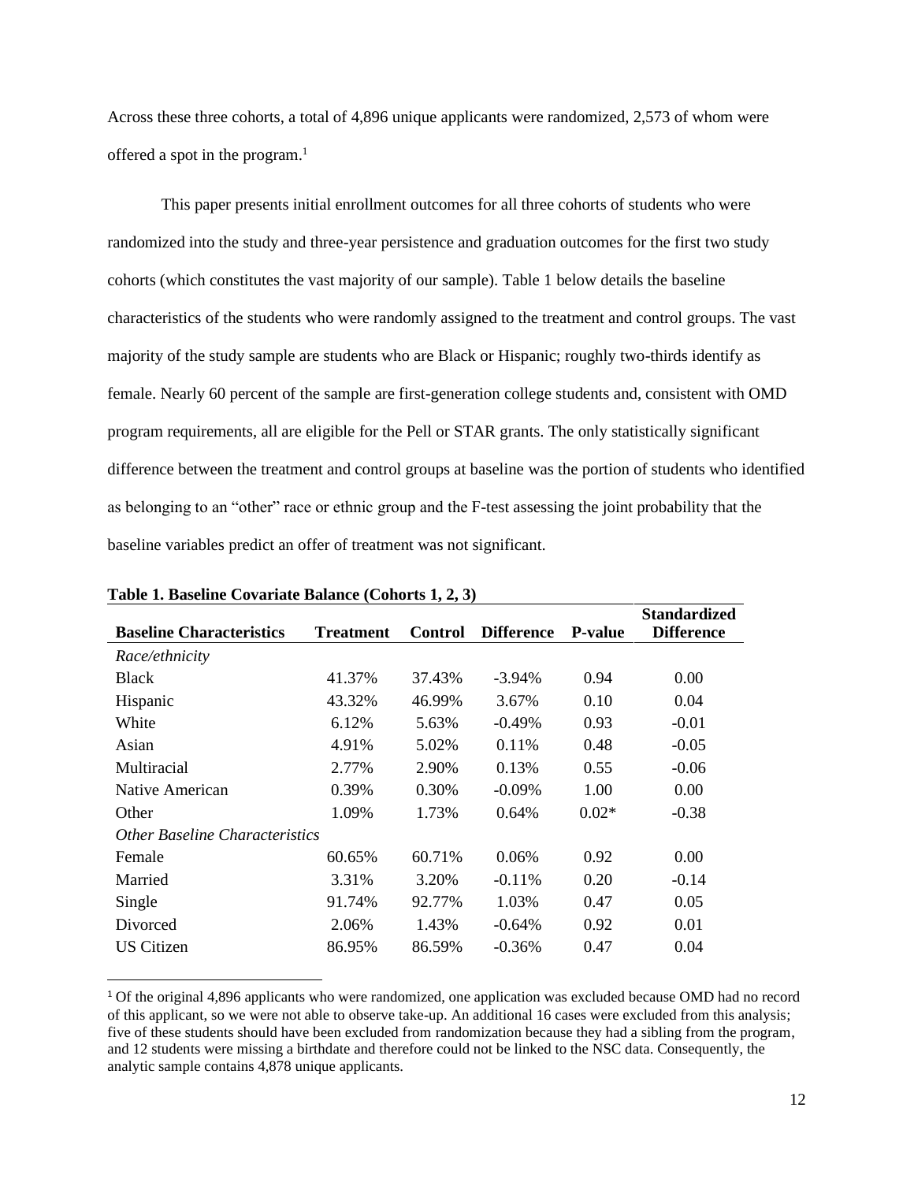Across these three cohorts, a total of 4,896 unique applicants were randomized, 2,573 of whom were offered a spot in the program.[1]

This paper presents initial enrollment outcomes for all three cohorts of students who were randomized into the study and three-year persistence and graduation outcomes for the first two study cohorts (which constitutes the vast majority of our sample). Table 1 below details the baseline characteristics of the students who were randomly assigned to the treatment and control groups. The vast majority of the study sample are students who are Black or Hispanic; roughly two-thirds identify as female. Nearly 60 percent of the sample are first-generation college students and, consistent with OMD program requirements, all are eligible for the Pell or STAR grants. The only statistically significant difference between the treatment and control groups at baseline was the portion of students who identified as belonging to an "other" race or ethnic group and the F-test assessing the joint probability that the baseline variables predict an offer of treatment was not significant.

**Table 1. Baseline Covariate Balance (Cohorts 1, 2, 3)**

| Baseline Characteristics | Treatment | Control | Difference | P-value | Standardized Difference |
|---|---|---|---|---|---|
| *Race/ethnicity* | | | | | |
| Black | 41.37% | 37.43% | -3.94% | 0.94 | 0.00 |
| Hispanic | 43.32% | 46.99% | 3.67% | 0.10 | 0.04 |
| White | 6.12% | 5.63% | -0.49% | 0.93 | -0.01 |
| Asian | 4.91% | 5.02% | 0.11% | 0.48 | -0.05 |
| Multiracial | 2.77% | 2.90% | 0.13% | 0.55 | -0.06 |
| Native American | 0.39% | 0.30% | -0.09% | 1.00 | 0.00 |
| Other | 1.09% | 1.73% | 0.64% | 0.02* | -0.38 |
| *Other Baseline Characteristics* | | | | | |
| Female | 60.65% | 60.71% | 0.06% | 0.92 | 0.00 |
| Married | 3.31% | 3.20% | -0.11% | 0.20 | -0.14 |
| Single | 91.74% | 92.77% | 1.03% | 0.47 | 0.05 |
| Divorced | 2.06% | 1.43% | -0.64% | 0.92 | 0.01 |
| US Citizen | 86.95% | 86.59% | -0.36% | 0.47 | 0.04 |

[1] Of the original 4,896 applicants who were randomized, one application was excluded because OMD had no record of this applicant, so we were not able to observe take-up. An additional 16 cases were excluded from this analysis; five of these students should have been excluded from randomization because they had a sibling from the program, and 12 students were missing a birthdate and therefore could not be linked to the NSC data. Consequently, the analytic sample contains 4,878 unique applicants.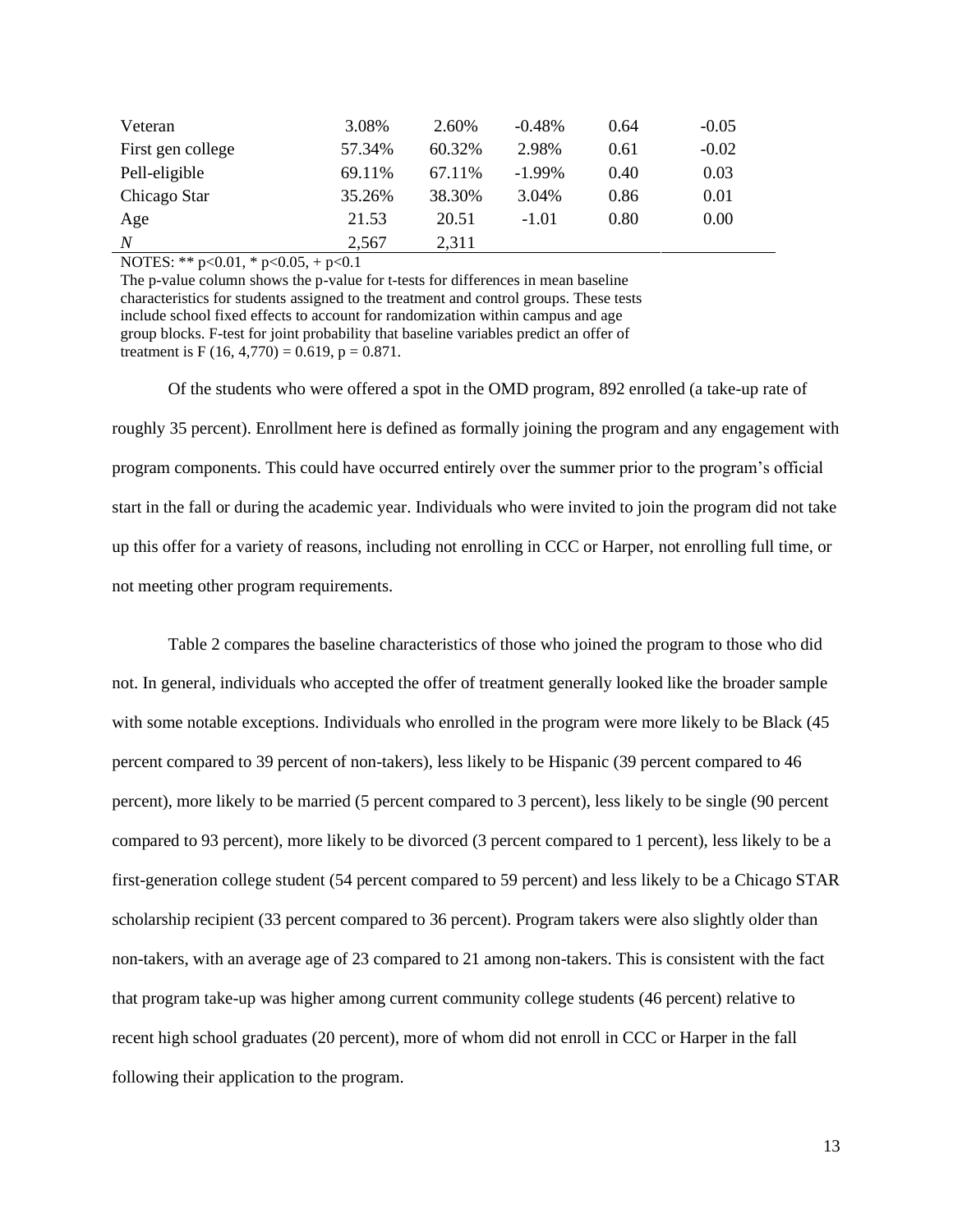| | | | | | |
|---|---|---|---|---|---|
| Veteran | 3.08% | 2.60% | -0.48% | 0.64 | -0.05 |
| First gen college | 57.34% | 60.32% | 2.98% | 0.61 | -0.02 |
| Pell-eligible | 69.11% | 67.11% | -1.99% | 0.40 | 0.03 |
| Chicago Star | 35.26% | 38.30% | 3.04% | 0.86 | 0.01 |
| Age | 21.53 | 20.51 | -1.01 | 0.80 | 0.00 |
| *N* | 2,567 | 2,311 | | | |

NOTES: ** p<0.01, * p<0.05, + p<0.1
The p-value column shows the p-value for t-tests for differences in mean baseline characteristics for students assigned to the treatment and control groups. These tests include school fixed effects to account for randomization within campus and age group blocks. F-test for joint probability that baseline variables predict an offer of treatment is F (16, 4,770) = 0.619, p = 0.871.

Of the students who were offered a spot in the OMD program, 892 enrolled (a take-up rate of roughly 35 percent). Enrollment here is defined as formally joining the program and any engagement with program components. This could have occurred entirely over the summer prior to the program's official start in the fall or during the academic year. Individuals who were invited to join the program did not take up this offer for a variety of reasons, including not enrolling in CCC or Harper, not enrolling full time, or not meeting other program requirements.

Table 2 compares the baseline characteristics of those who joined the program to those who did not. In general, individuals who accepted the offer of treatment generally looked like the broader sample with some notable exceptions. Individuals who enrolled in the program were more likely to be Black (45 percent compared to 39 percent of non-takers), less likely to be Hispanic (39 percent compared to 46 percent), more likely to be married (5 percent compared to 3 percent), less likely to be single (90 percent compared to 93 percent), more likely to be divorced (3 percent compared to 1 percent), less likely to be a first-generation college student (54 percent compared to 59 percent) and less likely to be a Chicago STAR scholarship recipient (33 percent compared to 36 percent). Program takers were also slightly older than non-takers, with an average age of 23 compared to 21 among non-takers. This is consistent with the fact that program take-up was higher among current community college students (46 percent) relative to recent high school graduates (20 percent), more of whom did not enroll in CCC or Harper in the fall following their application to the program.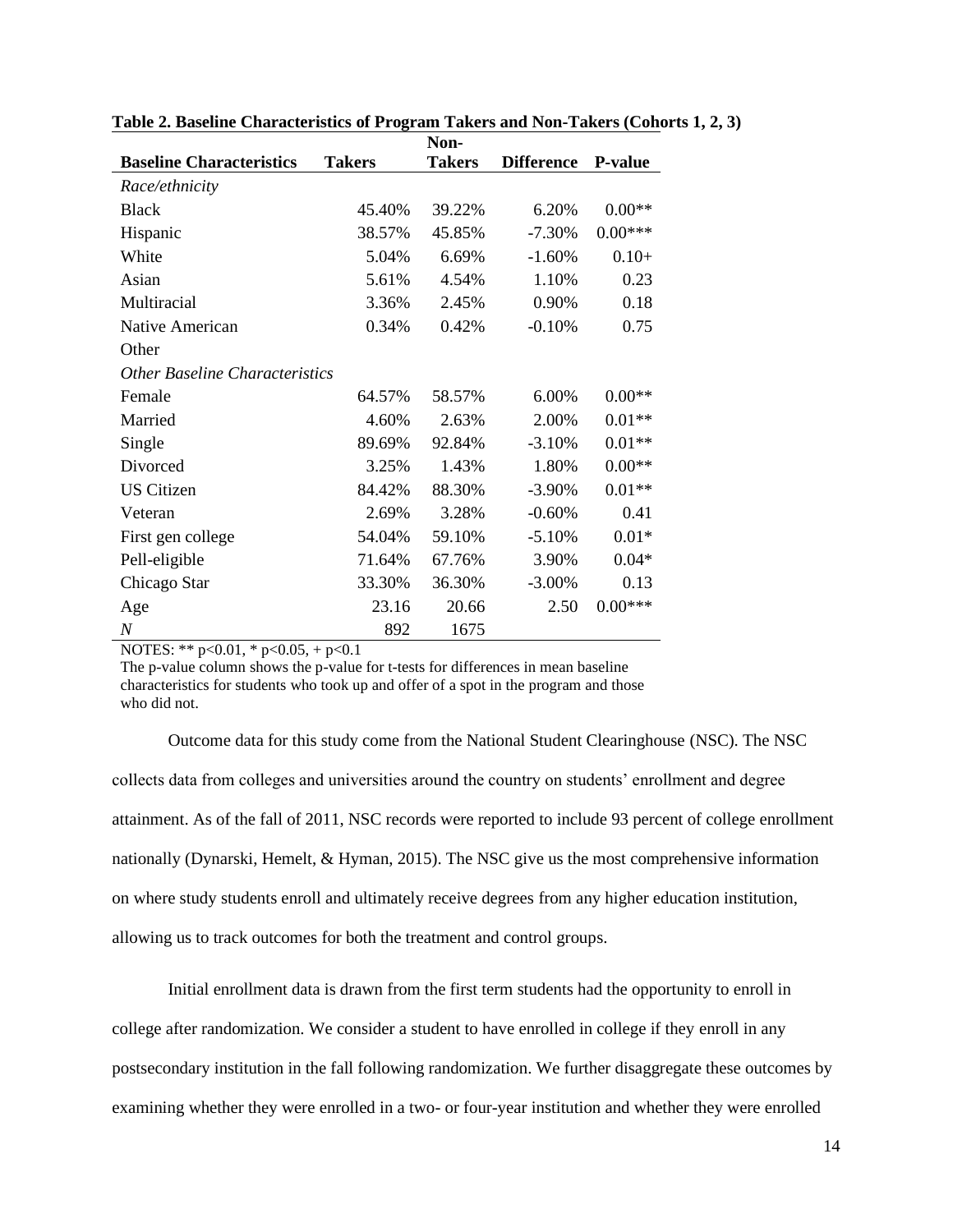**Table 2. Baseline Characteristics of Program Takers and Non-Takers (Cohorts 1, 2, 3)**

| Baseline Characteristics | Takers | Non-Takers | Difference | P-value |
|---|---|---|---|---|
| *Race/ethnicity* | | | | |
| Black | 45.40% | 39.22% | 6.20% | 0.00** |
| Hispanic | 38.57% | 45.85% | -7.30% | 0.00*** |
| White | 5.04% | 6.69% | -1.60% | 0.10+ |
| Asian | 5.61% | 4.54% | 1.10% | 0.23 |
| Multiracial | 3.36% | 2.45% | 0.90% | 0.18 |
| Native American | 0.34% | 0.42% | -0.10% | 0.75 |
| Other | | | | |
| *Other Baseline Characteristics* | | | | |
| Female | 64.57% | 58.57% | 6.00% | 0.00** |
| Married | 4.60% | 2.63% | 2.00% | 0.01** |
| Single | 89.69% | 92.84% | -3.10% | 0.01** |
| Divorced | 3.25% | 1.43% | 1.80% | 0.00** |
| US Citizen | 84.42% | 88.30% | -3.90% | 0.01** |
| Veteran | 2.69% | 3.28% | -0.60% | 0.41 |
| First gen college | 54.04% | 59.10% | -5.10% | 0.01* |
| Pell-eligible | 71.64% | 67.76% | 3.90% | 0.04* |
| Chicago Star | 33.30% | 36.30% | -3.00% | 0.13 |
| Age | 23.16 | 20.66 | 2.50 | 0.00*** |
| *N* | 892 | 1675 | | |

NOTES: ** p<0.01, * p<0.05, + p<0.1
The p-value column shows the p-value for t-tests for differences in mean baseline characteristics for students who took up and offer of a spot in the program and those who did not.

Outcome data for this study come from the National Student Clearinghouse (NSC). The NSC collects data from colleges and universities around the country on students' enrollment and degree attainment. As of the fall of 2011, NSC records were reported to include 93 percent of college enrollment nationally (Dynarski, Hemelt, & Hyman, 2015). The NSC give us the most comprehensive information on where study students enroll and ultimately receive degrees from any higher education institution, allowing us to track outcomes for both the treatment and control groups.

Initial enrollment data is drawn from the first term students had the opportunity to enroll in college after randomization. We consider a student to have enrolled in college if they enroll in any postsecondary institution in the fall following randomization. We further disaggregate these outcomes by examining whether they were enrolled in a two- or four-year institution and whether they were enrolled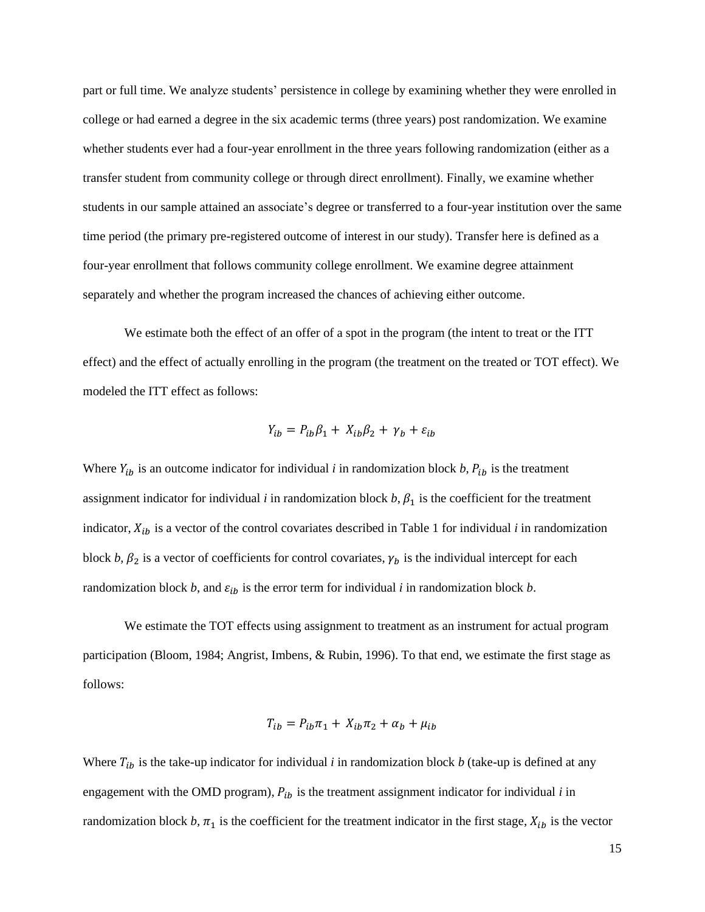part or full time. We analyze students' persistence in college by examining whether they were enrolled in college or had earned a degree in the six academic terms (three years) post randomization. We examine whether students ever had a four-year enrollment in the three years following randomization (either as a transfer student from community college or through direct enrollment). Finally, we examine whether students in our sample attained an associate's degree or transferred to a four-year institution over the same time period (the primary pre-registered outcome of interest in our study). Transfer here is defined as a four-year enrollment that follows community college enrollment. We examine degree attainment separately and whether the program increased the chances of achieving either outcome.

We estimate both the effect of an offer of a spot in the program (the intent to treat or the ITT effect) and the effect of actually enrolling in the program (the treatment on the treated or TOT effect). We modeled the ITT effect as follows:

$$Y_{ib} = P_{ib}\beta_1 + X_{ib}\beta_2 + \gamma_b + \varepsilon_{ib}$$

Where $Y_{ib}$ is an outcome indicator for individual *i* in randomization block *b*, $P_{ib}$ is the treatment assignment indicator for individual *i* in randomization block *b*, $\beta_1$ is the coefficient for the treatment indicator, $X_{ib}$ is a vector of the control covariates described in Table 1 for individual *i* in randomization block *b*, $\beta_2$ is a vector of coefficients for control covariates, $\gamma_b$ is the individual intercept for each randomization block *b*, and $\varepsilon_{ib}$ is the error term for individual *i* in randomization block *b*.

We estimate the TOT effects using assignment to treatment as an instrument for actual program participation (Bloom, 1984; Angrist, Imbens, & Rubin, 1996). To that end, we estimate the first stage as follows:

$$T_{ib} = P_{ib}\pi_1 + X_{ib}\pi_2 + \alpha_b + \mu_{ib}$$

Where $T_{ib}$ is the take-up indicator for individual *i* in randomization block *b* (take-up is defined at any engagement with the OMD program), $P_{ib}$ is the treatment assignment indicator for individual *i* in randomization block *b*, $\pi_1$ is the coefficient for the treatment indicator in the first stage, $X_{ib}$ is the vector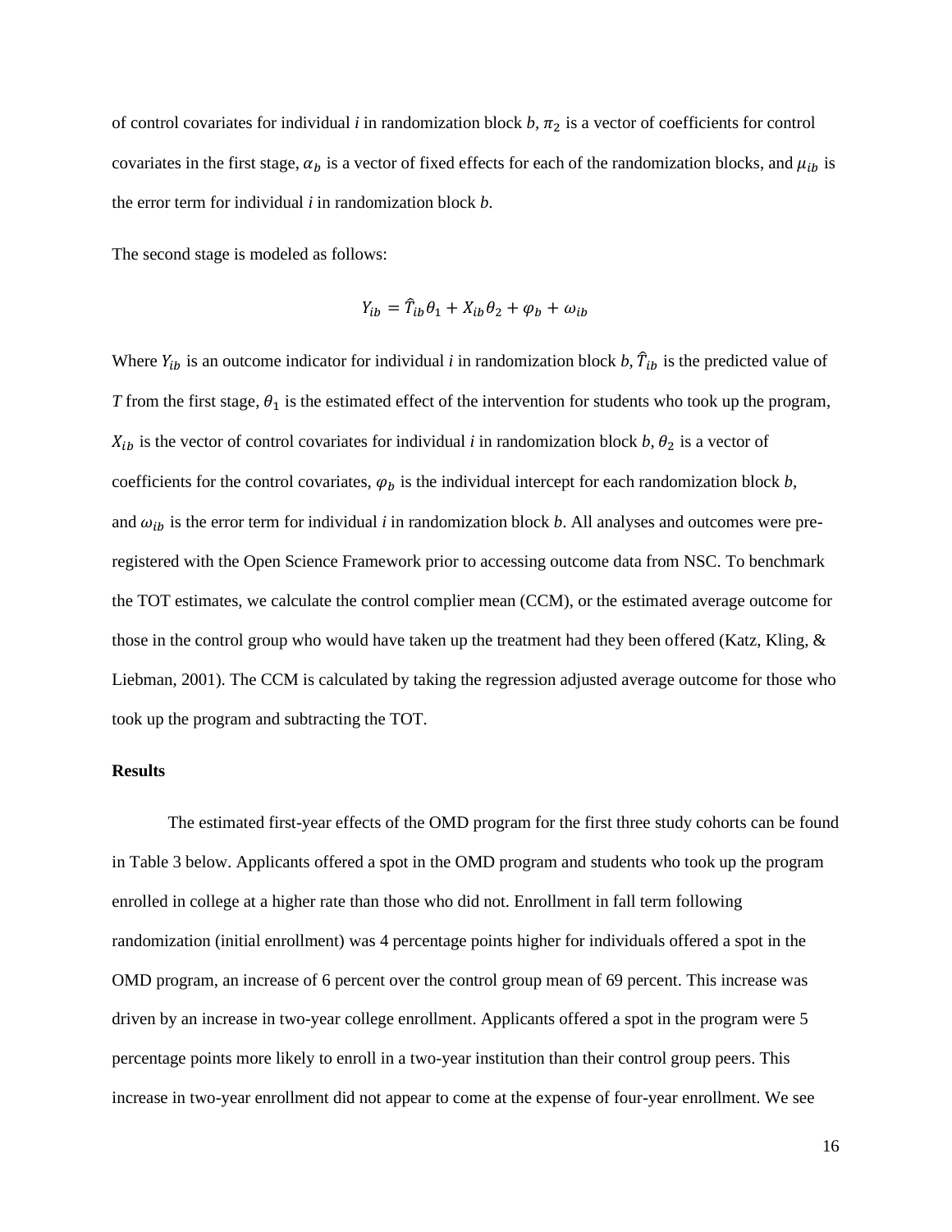of control covariates for individual *i* in randomization block *b*, $\pi_2$ is a vector of coefficients for control covariates in the first stage, $\alpha_b$ is a vector of fixed effects for each of the randomization blocks, and $\mu_{ib}$ is the error term for individual *i* in randomization block *b*.

The second stage is modeled as follows:

$$Y_{ib} = \hat{T}_{ib}\theta_1 + X_{ib}\theta_2 + \varphi_b + \omega_{ib}$$

Where $Y_{ib}$ is an outcome indicator for individual *i* in randomization block *b*, $\hat{T}_{ib}$ is the predicted value of *T* from the first stage, $\theta_1$ is the estimated effect of the intervention for students who took up the program, $X_{ib}$ is the vector of control covariates for individual *i* in randomization block *b*, $\theta_2$ is a vector of coefficients for the control covariates, $\varphi_b$ is the individual intercept for each randomization block *b*, and $\omega_{ib}$ is the error term for individual *i* in randomization block *b*. All analyses and outcomes were pre-registered with the Open Science Framework prior to accessing outcome data from NSC. To benchmark the TOT estimates, we calculate the control complier mean (CCM), or the estimated average outcome for those in the control group who would have taken up the treatment had they been offered (Katz, Kling, & Liebman, 2001). The CCM is calculated by taking the regression adjusted average outcome for those who took up the program and subtracting the TOT.

**Results**

The estimated first-year effects of the OMD program for the first three study cohorts can be found in Table 3 below. Applicants offered a spot in the OMD program and students who took up the program enrolled in college at a higher rate than those who did not. Enrollment in fall term following randomization (initial enrollment) was 4 percentage points higher for individuals offered a spot in the OMD program, an increase of 6 percent over the control group mean of 69 percent. This increase was driven by an increase in two-year college enrollment. Applicants offered a spot in the program were 5 percentage points more likely to enroll in a two-year institution than their control group peers. This increase in two-year enrollment did not appear to come at the expense of four-year enrollment. We see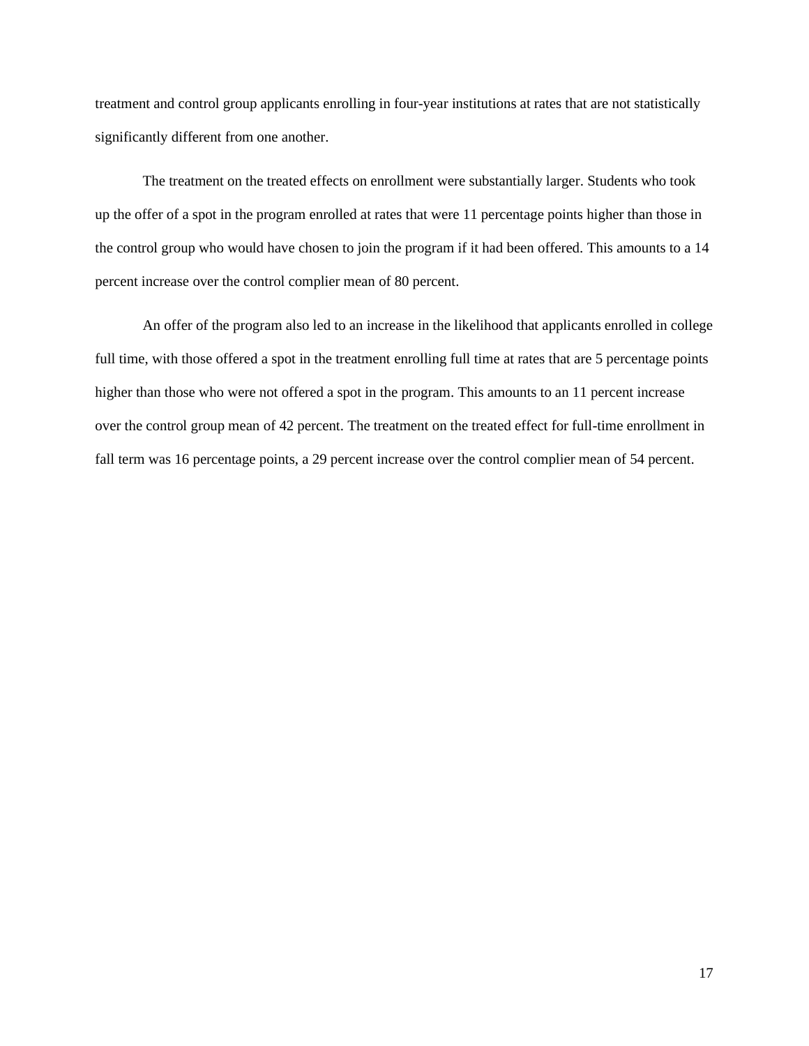treatment and control group applicants enrolling in four-year institutions at rates that are not statistically significantly different from one another.

The treatment on the treated effects on enrollment were substantially larger. Students who took up the offer of a spot in the program enrolled at rates that were 11 percentage points higher than those in the control group who would have chosen to join the program if it had been offered. This amounts to a 14 percent increase over the control complier mean of 80 percent.

An offer of the program also led to an increase in the likelihood that applicants enrolled in college full time, with those offered a spot in the treatment enrolling full time at rates that are 5 percentage points higher than those who were not offered a spot in the program. This amounts to an 11 percent increase over the control group mean of 42 percent. The treatment on the treated effect for full-time enrollment in fall term was 16 percentage points, a 29 percent increase over the control complier mean of 54 percent.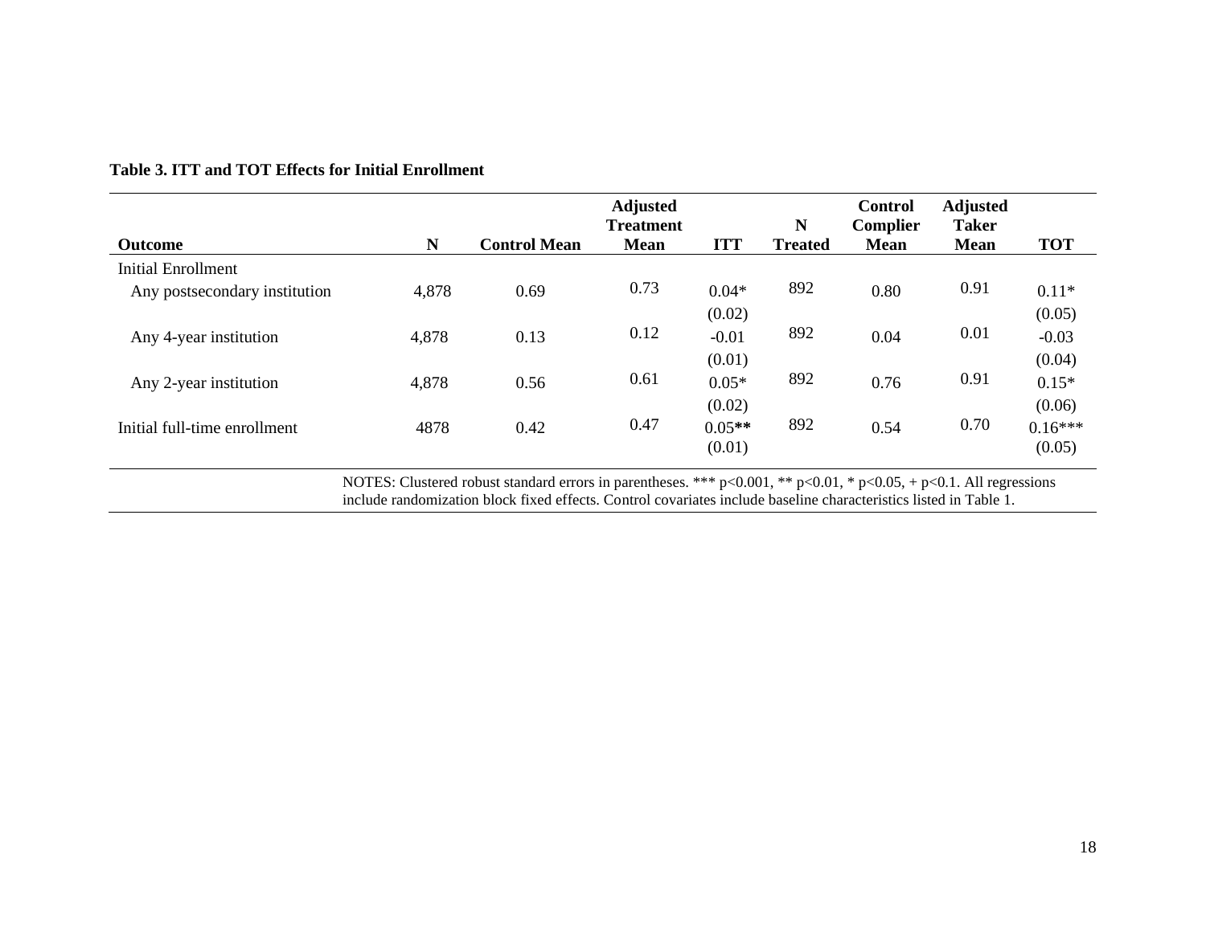**Table 3. ITT and TOT Effects for Initial Enrollment**

| Outcome | N | Control Mean | Adjusted Treatment Mean | ITT | N Treated | Control Complier Mean | Adjusted Taker Mean | TOT |
|---|---|---|---|---|---|---|---|---|
| Initial Enrollment | | | | | | | | |
| Any postsecondary institution | 4,878 | 0.69 | 0.73 | 0.04* | 892 | 0.80 | 0.91 | 0.11* |
| | | | | (0.02) | | | | (0.05) |
| Any 4-year institution | 4,878 | 0.13 | 0.12 | -0.01 | 892 | 0.04 | 0.01 | -0.03 |
| | | | | (0.01) | | | | (0.04) |
| Any 2-year institution | 4,878 | 0.56 | 0.61 | 0.05* | 892 | 0.76 | 0.91 | 0.15* |
| | | | | (0.02) | | | | (0.06) |
| Initial full-time enrollment | 4878 | 0.42 | 0.47 | 0.05** | 892 | 0.54 | 0.70 | 0.16*** |
| | | | | (0.01) | | | | (0.05) |

NOTES: Clustered robust standard errors in parentheses. *** p<0.001, ** p<0.01, * p<0.05, + p<0.1. All regressions include randomization block fixed effects. Control covariates include baseline characteristics listed in Table 1.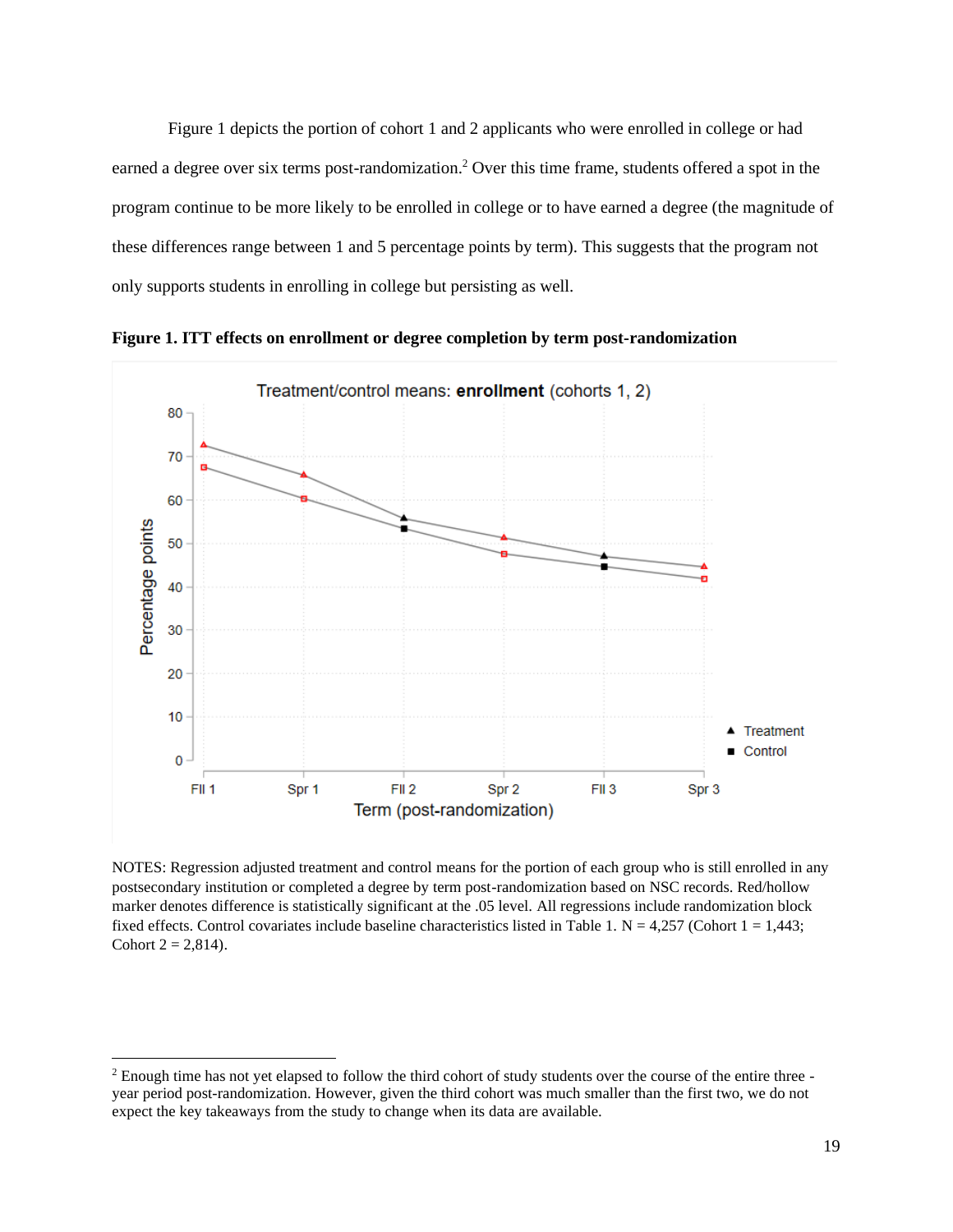Figure 1 depicts the portion of cohort 1 and 2 applicants who were enrolled in college or had earned a degree over six terms post-randomization.[2] Over this time frame, students offered a spot in the program continue to be more likely to be enrolled in college or to have earned a degree (the magnitude of these differences range between 1 and 5 percentage points by term). This suggests that the program not only supports students in enrolling in college but persisting as well.

**Figure 1. ITT effects on enrollment or degree completion by term post-randomization**

Treatment/control means: **enrollment** (cohorts 1, 2)

Percentage points

80
70
60
50
40
30
20
10
0

Fll 1
Spr 1
Fll 2
Spr 2
Fll 3
Spr 3

Term (post-randomization)

▲ Treatment
■ Control

NOTES: Regression adjusted treatment and control means for the portion of each group who is still enrolled in any postsecondary institution or completed a degree by term post-randomization based on NSC records. Red/hollow marker denotes difference is statistically significant at the .05 level. All regressions include randomization block fixed effects. Control covariates include baseline characteristics listed in Table 1. N = 4,257 (Cohort 1 = 1,443; Cohort 2 = 2,814).

[2] Enough time has not yet elapsed to follow the third cohort of study students over the course of the entire three - year period post-randomization. However, given the third cohort was much smaller than the first two, we do not expect the key takeaways from the study to change when its data are available.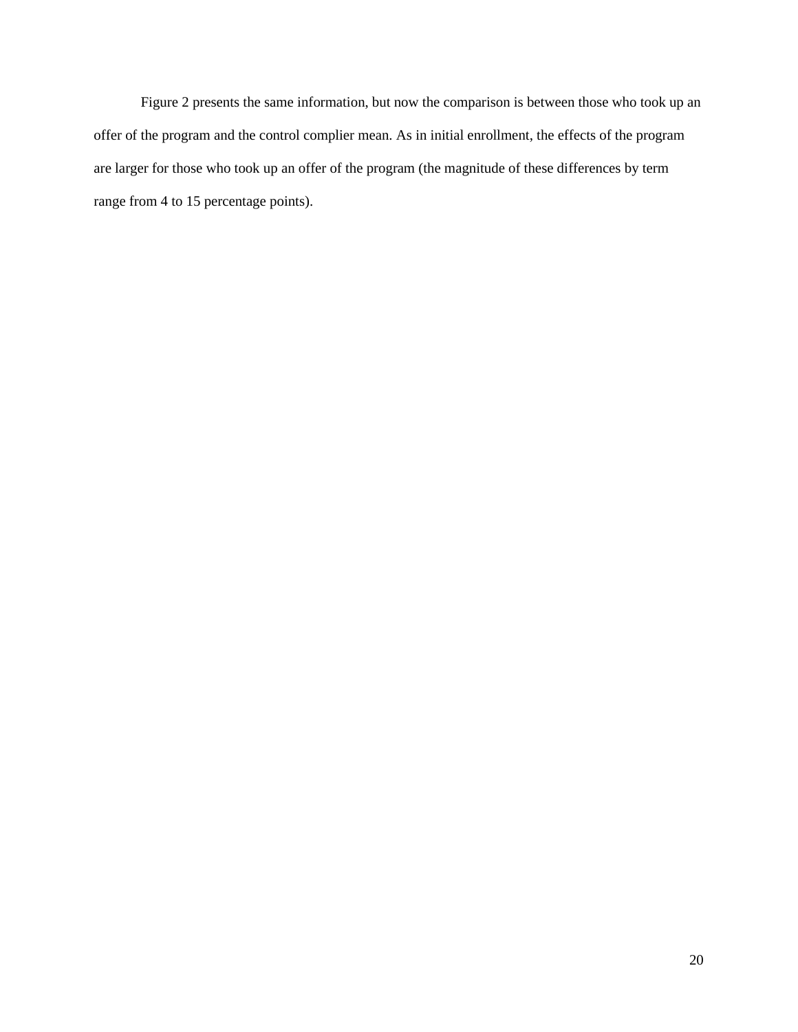Figure 2 presents the same information, but now the comparison is between those who took up an offer of the program and the control complier mean. As in initial enrollment, the effects of the program are larger for those who took up an offer of the program (the magnitude of these differences by term range from 4 to 15 percentage points).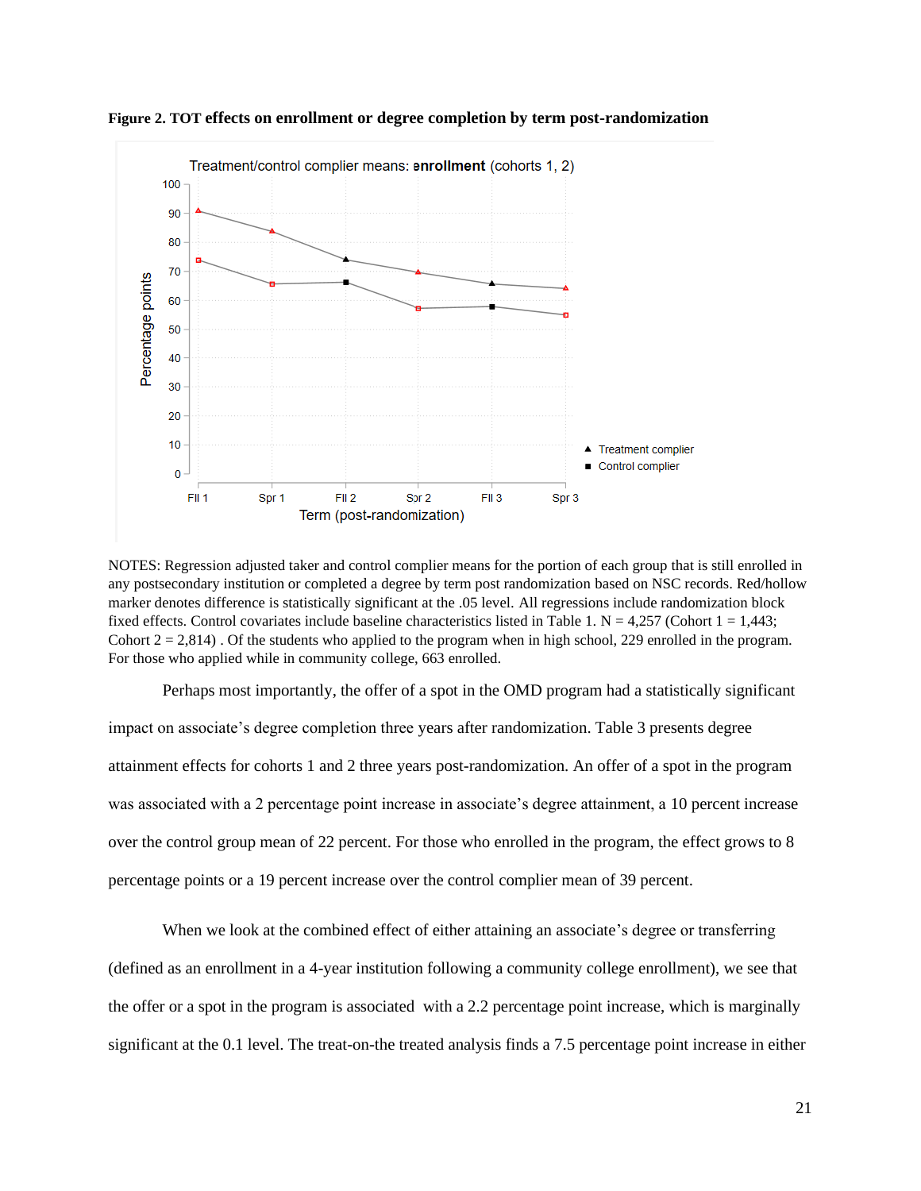**Figure 2. TOT effects on enrollment or degree completion by term post-randomization**

Treatment/control complier means: **enrollment** (cohorts 1, 2)

Percentage points

100
90
80
70
60
50
40
30
20
10
0

Fll 1
Spr 1
Fll 2
Spr 2
Fll 3
Spr 3

Term (post-randomization)

▲ Treatment complier
■ Control complier

NOTES: Regression adjusted taker and control complier means for the portion of each group that is still enrolled in any postsecondary institution or completed a degree by term post randomization based on NSC records. Red/hollow marker denotes difference is statistically significant at the .05 level. All regressions include randomization block fixed effects. Control covariates include baseline characteristics listed in Table 1. N = 4,257 (Cohort 1 = 1,443; Cohort 2 = 2,814) . Of the students who applied to the program when in high school, 229 enrolled in the program. For those who applied while in community college, 663 enrolled.

Perhaps most importantly, the offer of a spot in the OMD program had a statistically significant impact on associate's degree completion three years after randomization. Table 3 presents degree attainment effects for cohorts 1 and 2 three years post-randomization. An offer of a spot in the program was associated with a 2 percentage point increase in associate's degree attainment, a 10 percent increase over the control group mean of 22 percent. For those who enrolled in the program, the effect grows to 8 percentage points or a 19 percent increase over the control complier mean of 39 percent.

When we look at the combined effect of either attaining an associate's degree or transferring (defined as an enrollment in a 4-year institution following a community college enrollment), we see that the offer or a spot in the program is associated with a 2.2 percentage point increase, which is marginally significant at the 0.1 level. The treat-on-the treated analysis finds a 7.5 percentage point increase in either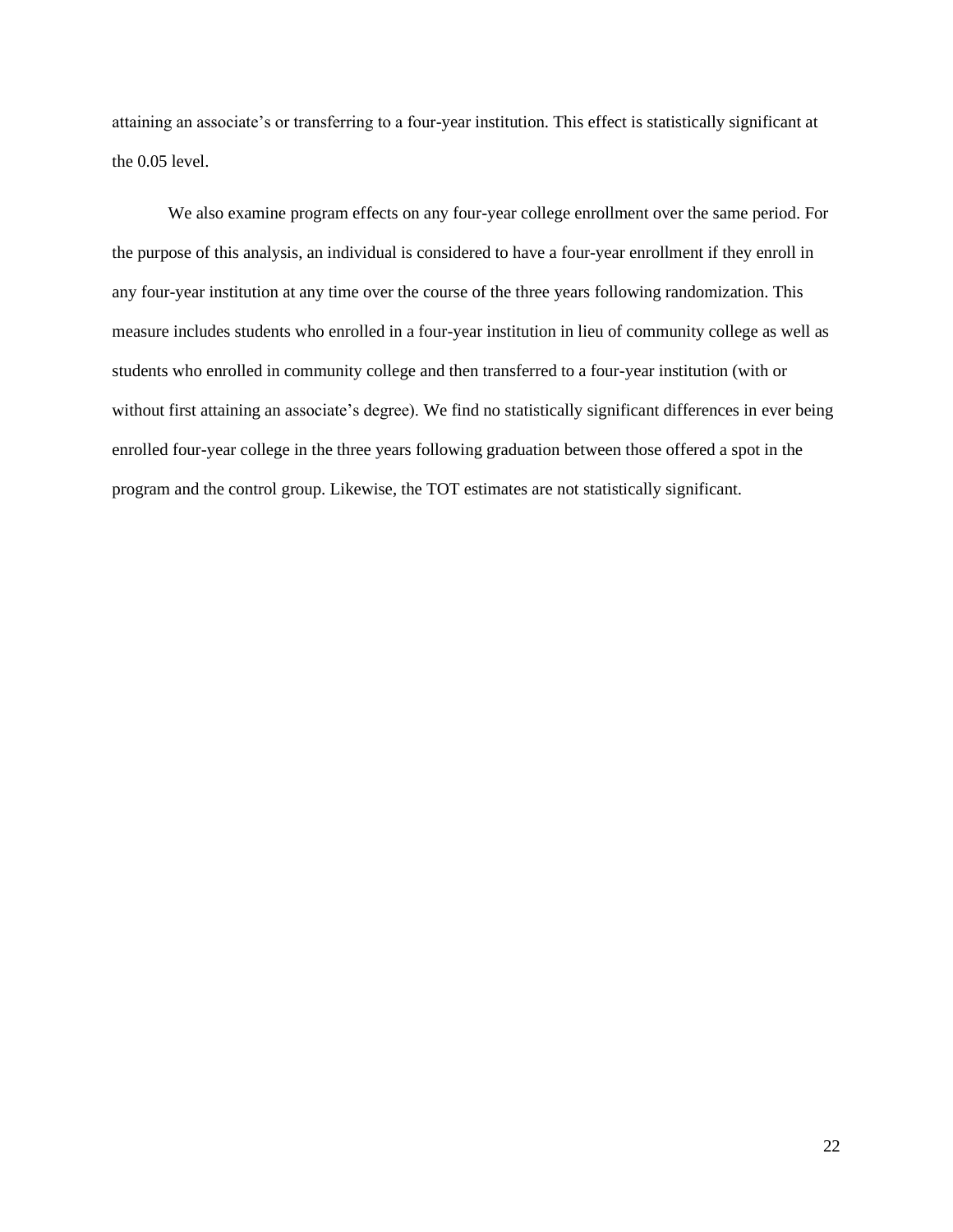attaining an associate's or transferring to a four-year institution. This effect is statistically significant at the 0.05 level.

We also examine program effects on any four-year college enrollment over the same period. For the purpose of this analysis, an individual is considered to have a four-year enrollment if they enroll in any four-year institution at any time over the course of the three years following randomization. This measure includes students who enrolled in a four-year institution in lieu of community college as well as students who enrolled in community college and then transferred to a four-year institution (with or without first attaining an associate's degree). We find no statistically significant differences in ever being enrolled four-year college in the three years following graduation between those offered a spot in the program and the control group. Likewise, the TOT estimates are not statistically significant.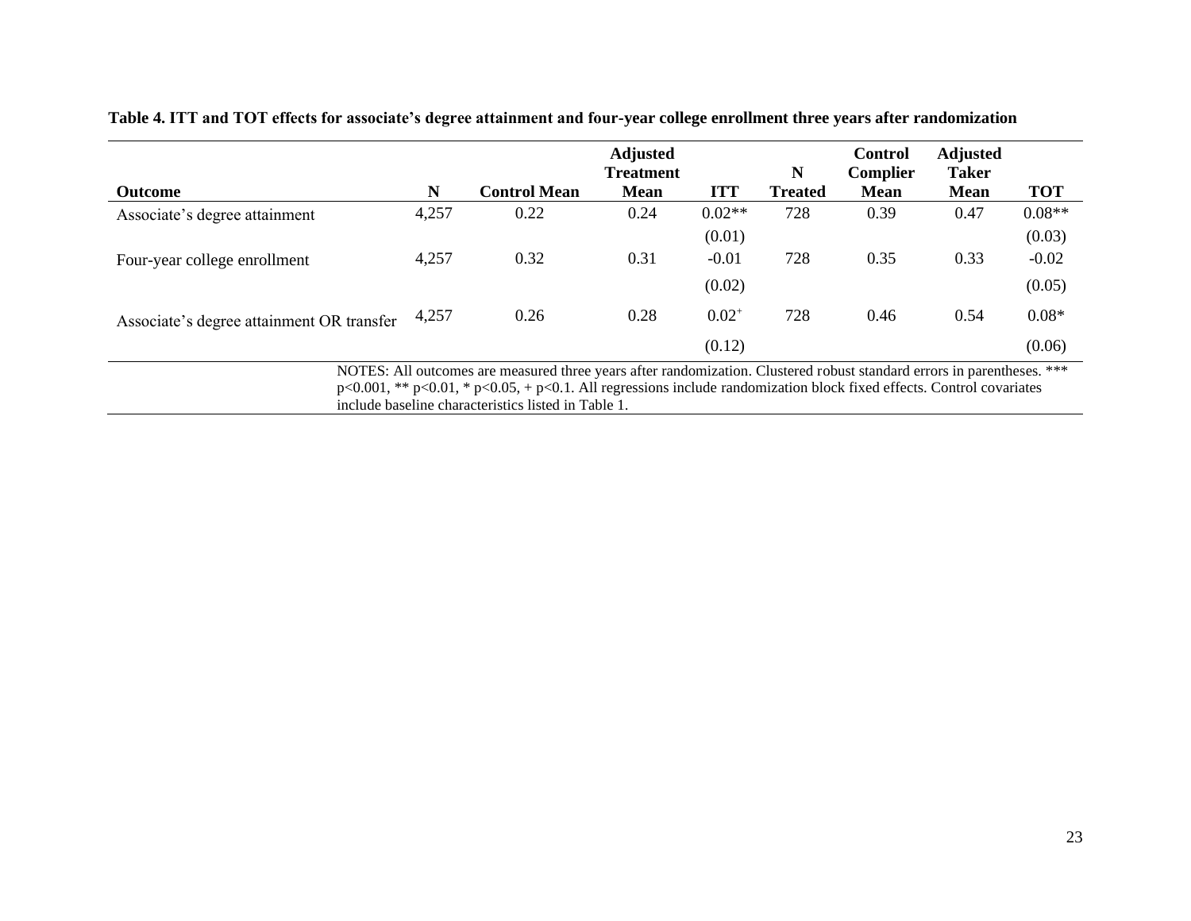**Table 4. ITT and TOT effects for associate's degree attainment and four-year college enrollment three years after randomization**

| Outcome | N | Control Mean | Adjusted Treatment Mean | ITT | N Treated | Control Complier Mean | Adjusted Taker Mean | TOT |
|---|---|---|---|---|---|---|---|---|
| Associate's degree attainment | 4,257 | 0.22 | 0.24 | 0.02** | 728 | 0.39 | 0.47 | 0.08** |
| | | | | (0.01) | | | | (0.03) |
| Four-year college enrollment | 4,257 | 0.32 | 0.31 | -0.01 | 728 | 0.35 | 0.33 | -0.02 |
| | | | | (0.02) | | | | (0.05) |
| Associate's degree attainment OR transfer | 4,257 | 0.26 | 0.28 | 0.02+ | 728 | 0.46 | 0.54 | 0.08* |
| | | | | (0.12) | | | | (0.06) |

NOTES: All outcomes are measured three years after randomization. Clustered robust standard errors in parentheses. *** p<0.001, ** p<0.01, * p<0.05, + p<0.1. All regressions include randomization block fixed effects. Control covariates include baseline characteristics listed in Table 1.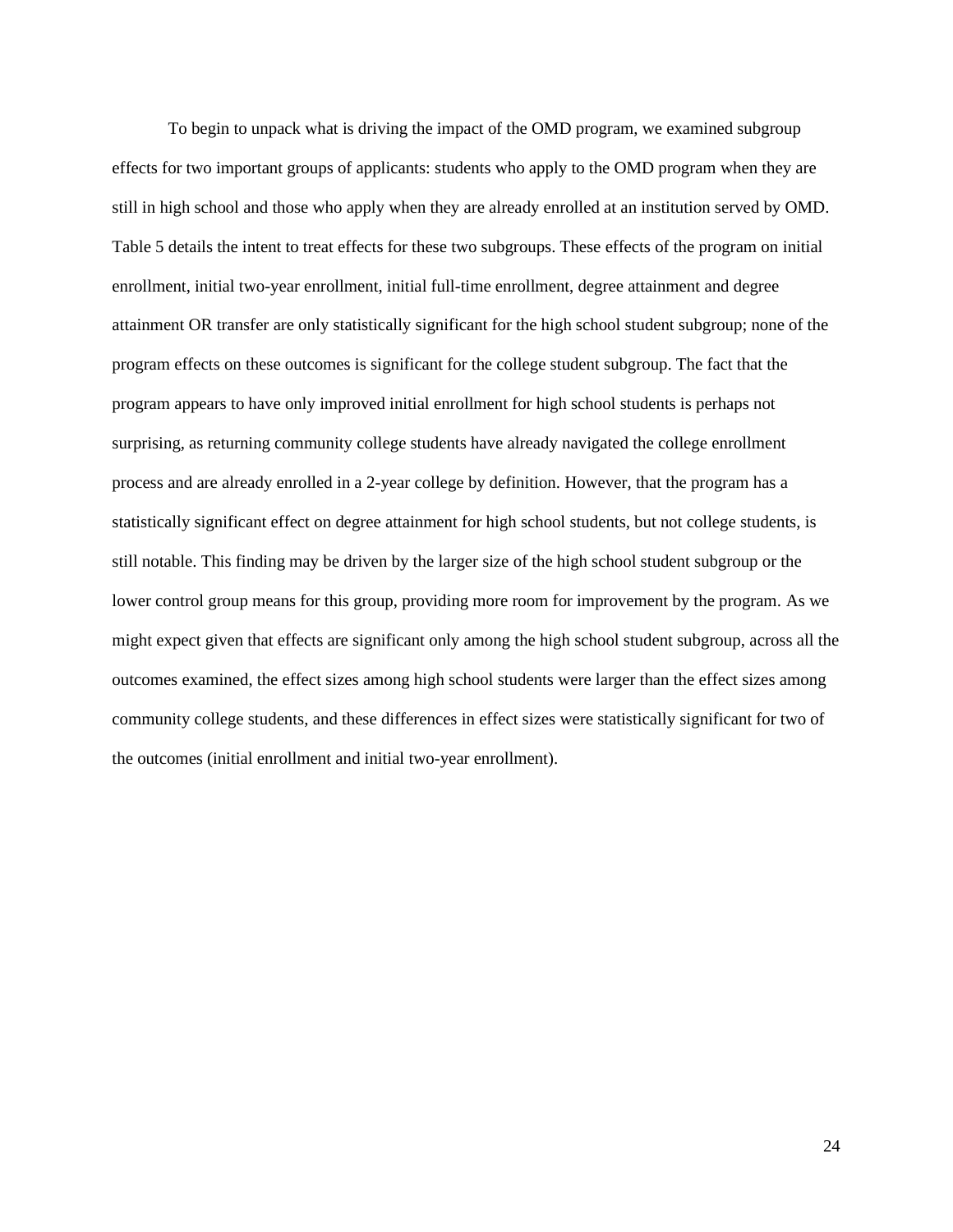To begin to unpack what is driving the impact of the OMD program, we examined subgroup effects for two important groups of applicants: students who apply to the OMD program when they are still in high school and those who apply when they are already enrolled at an institution served by OMD. Table 5 details the intent to treat effects for these two subgroups. These effects of the program on initial enrollment, initial two-year enrollment, initial full-time enrollment, degree attainment and degree attainment OR transfer are only statistically significant for the high school student subgroup; none of the program effects on these outcomes is significant for the college student subgroup. The fact that the program appears to have only improved initial enrollment for high school students is perhaps not surprising, as returning community college students have already navigated the college enrollment process and are already enrolled in a 2-year college by definition. However, that the program has a statistically significant effect on degree attainment for high school students, but not college students, is still notable. This finding may be driven by the larger size of the high school student subgroup or the lower control group means for this group, providing more room for improvement by the program. As we might expect given that effects are significant only among the high school student subgroup, across all the outcomes examined, the effect sizes among high school students were larger than the effect sizes among community college students, and these differences in effect sizes were statistically significant for two of the outcomes (initial enrollment and initial two-year enrollment).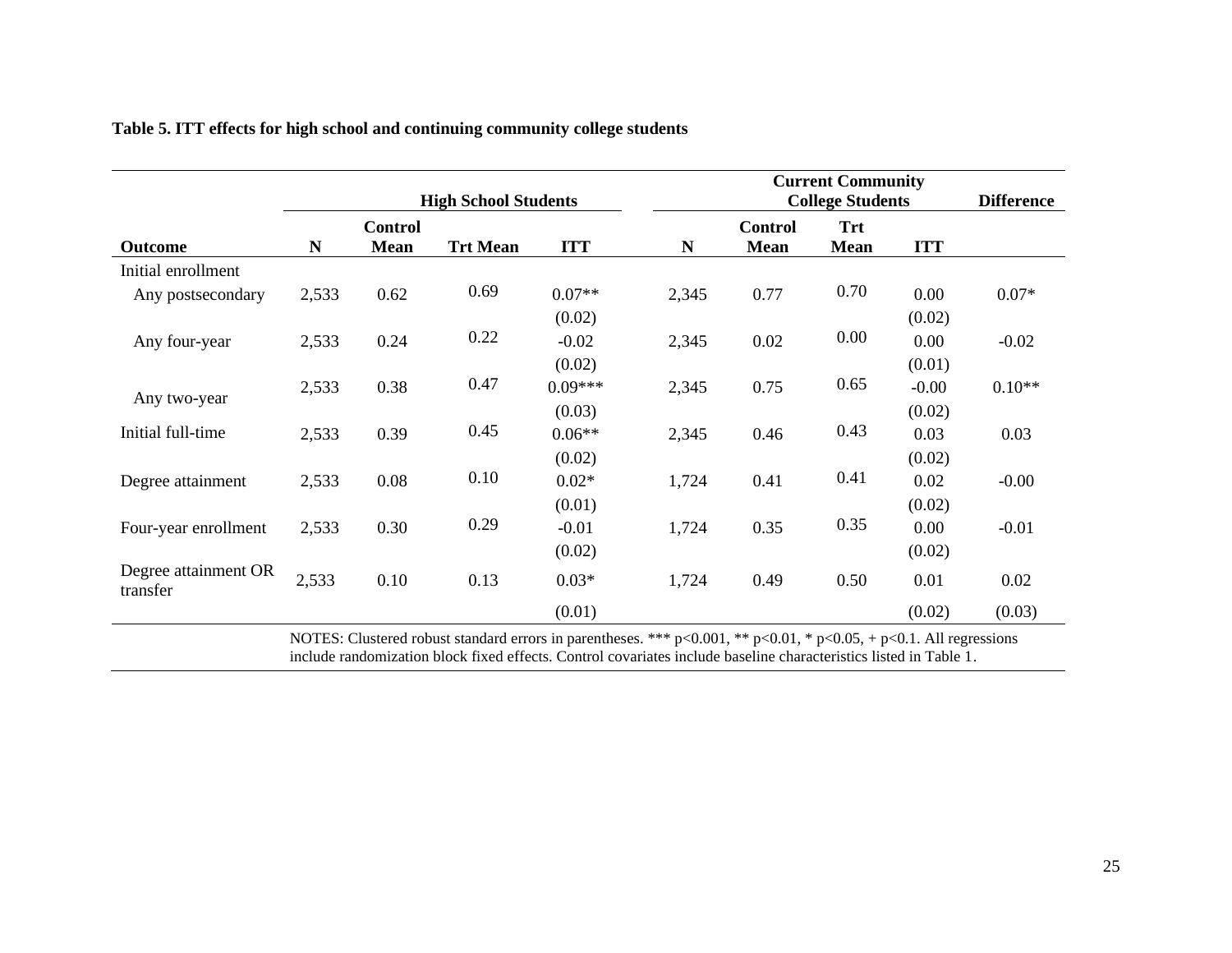**Table 5. ITT effects for high school and continuing community college students**

| | High School Students | | | | Current Community College Students | | | | Difference |
|---|---|---|---|---|---|---|---|---|---|
| Outcome | N | Control Mean | Trt Mean | ITT | N | Control Mean | Trt Mean | ITT | |
| Initial enrollment | | | | | | | | | |
| Any postsecondary | 2,533 | 0.62 | 0.69 | 0.07** | 2,345 | 0.77 | 0.70 | 0.00 | 0.07* |
| | | | | (0.02) | | | | (0.02) | |
| Any four-year | 2,533 | 0.24 | 0.22 | -0.02 | 2,345 | 0.02 | 0.00 | 0.00 | -0.02 |
| | | | | (0.02) | | | | (0.01) | |
| Any two-year | 2,533 | 0.38 | 0.47 | 0.09*** | 2,345 | 0.75 | 0.65 | -0.00 | 0.10** |
| | | | | (0.03) | | | | (0.02) | |
| Initial full-time | 2,533 | 0.39 | 0.45 | 0.06** | 2,345 | 0.46 | 0.43 | 0.03 | 0.03 |
| | | | | (0.02) | | | | (0.02) | |
| Degree attainment | 2,533 | 0.08 | 0.10 | 0.02* | 1,724 | 0.41 | 0.41 | 0.02 | -0.00 |
| | | | | (0.01) | | | | (0.02) | |
| Four-year enrollment | 2,533 | 0.30 | 0.29 | -0.01 | 1,724 | 0.35 | 0.35 | 0.00 | -0.01 |
| | | | | (0.02) | | | | (0.02) | |
| Degree attainment OR transfer | 2,533 | 0.10 | 0.13 | 0.03* | 1,724 | 0.49 | 0.50 | 0.01 | 0.02 |
| | | | | (0.01) | | | | (0.02) | (0.03) |

NOTES: Clustered robust standard errors in parentheses. *** $p<0.001$, ** $p<0.01$, * $p<0.05$, + $p<0.1$. All regressions include randomization block fixed effects. Control covariates include baseline characteristics listed in Table 1.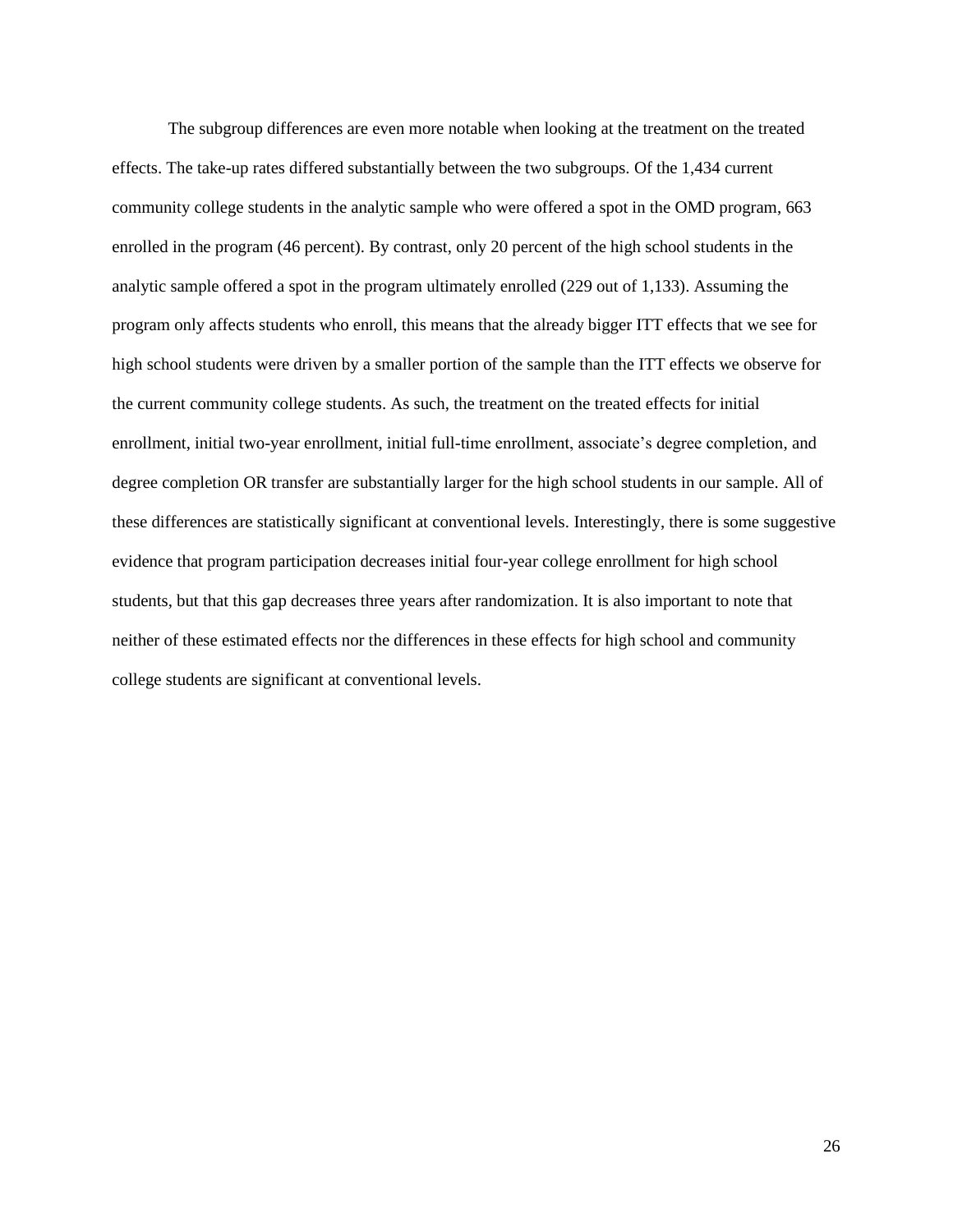The subgroup differences are even more notable when looking at the treatment on the treated effects. The take-up rates differed substantially between the two subgroups. Of the 1,434 current community college students in the analytic sample who were offered a spot in the OMD program, 663 enrolled in the program (46 percent). By contrast, only 20 percent of the high school students in the analytic sample offered a spot in the program ultimately enrolled (229 out of 1,133). Assuming the program only affects students who enroll, this means that the already bigger ITT effects that we see for high school students were driven by a smaller portion of the sample than the ITT effects we observe for the current community college students. As such, the treatment on the treated effects for initial enrollment, initial two-year enrollment, initial full-time enrollment, associate's degree completion, and degree completion OR transfer are substantially larger for the high school students in our sample. All of these differences are statistically significant at conventional levels. Interestingly, there is some suggestive evidence that program participation decreases initial four-year college enrollment for high school students, but that this gap decreases three years after randomization. It is also important to note that neither of these estimated effects nor the differences in these effects for high school and community college students are significant at conventional levels.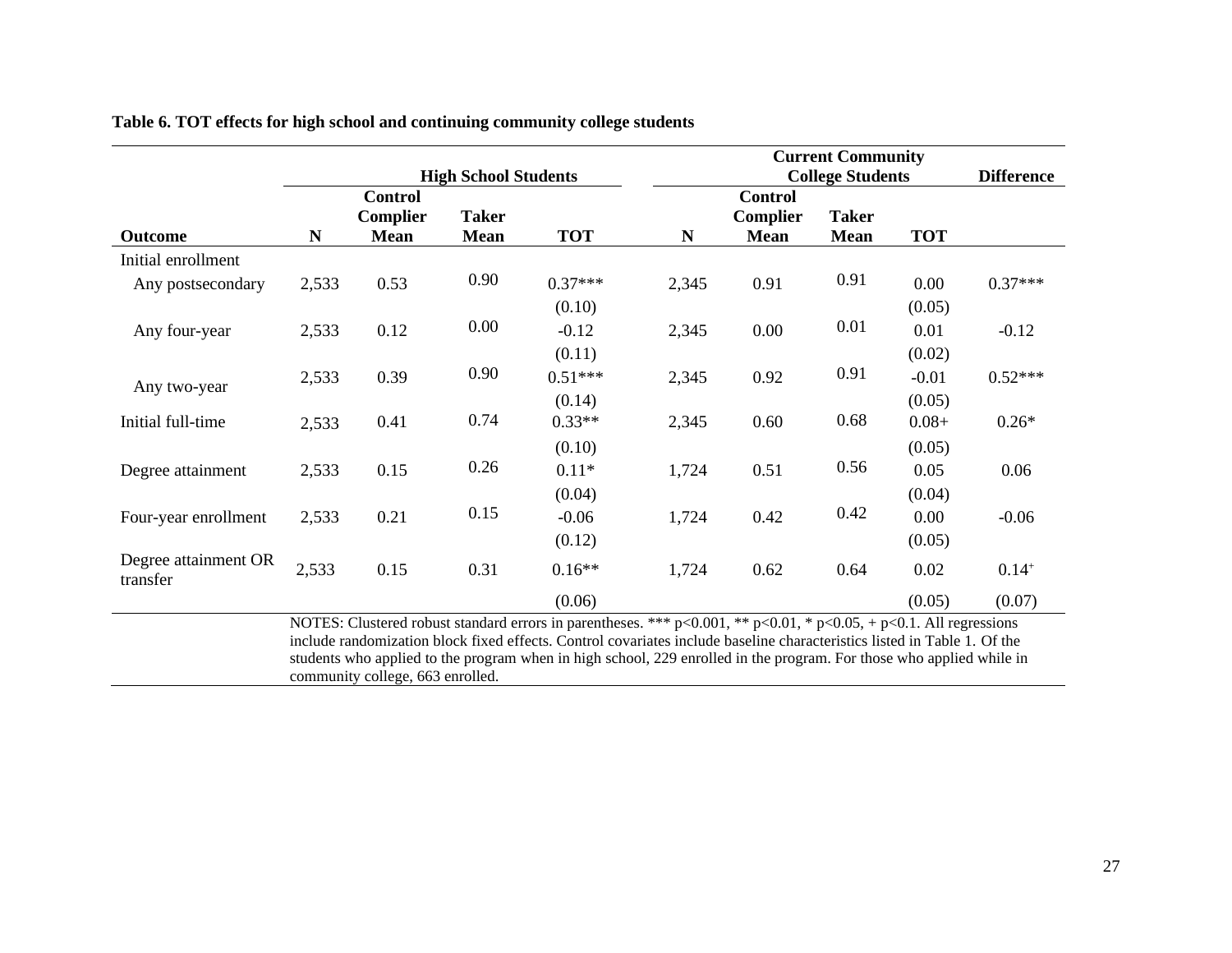**Table 6. TOT effects for high school and continuing community college students**

| | High School Students | | | | Current Community College Students | | | | Difference |
|---|---|---|---|---|---|---|---|---|---|
| **Outcome** | **N** | **Control Complier Mean** | **Taker Mean** | **TOT** | **N** | **Control Complier Mean** | **Taker Mean** | **TOT** | |
| Initial enrollment | | | | | | | | | |
| Any postsecondary | 2,533 | 0.53 | 0.90 | 0.37*** | 2,345 | 0.91 | 0.91 | 0.00 | 0.37*** |
| | | | | (0.10) | | | | (0.05) | |
| Any four-year | 2,533 | 0.12 | 0.00 | -0.12 | 2,345 | 0.00 | 0.01 | 0.01 | -0.12 |
| | | | | (0.11) | | | | (0.02) | |
| Any two-year | 2,533 | 0.39 | 0.90 | 0.51*** | 2,345 | 0.92 | 0.91 | -0.01 | 0.52*** |
| | | | | (0.14) | | | | (0.05) | |
| Initial full-time | 2,533 | 0.41 | 0.74 | 0.33** | 2,345 | 0.60 | 0.68 | 0.08+ | 0.26* |
| | | | | (0.10) | | | | (0.05) | |
| Degree attainment | 2,533 | 0.15 | 0.26 | 0.11* | 1,724 | 0.51 | 0.56 | 0.05 | 0.06 |
| | | | | (0.04) | | | | (0.04) | |
| Four-year enrollment | 2,533 | 0.21 | 0.15 | -0.06 | 1,724 | 0.42 | 0.42 | 0.00 | -0.06 |
| | | | | (0.12) | | | | (0.05) | |
| Degree attainment OR transfer | 2,533 | 0.15 | 0.31 | 0.16** | 1,724 | 0.62 | 0.64 | 0.02 | 0.14+ |
| | | | | (0.06) | | | | (0.05) | (0.07) |

NOTES: Clustered robust standard errors in parentheses. *** p<0.001, ** p<0.01, * p<0.05, + p<0.1. All regressions include randomization block fixed effects. Control covariates include baseline characteristics listed in Table 1. Of the students who applied to the program when in high school, 229 enrolled in the program. For those who applied while in community college, 663 enrolled.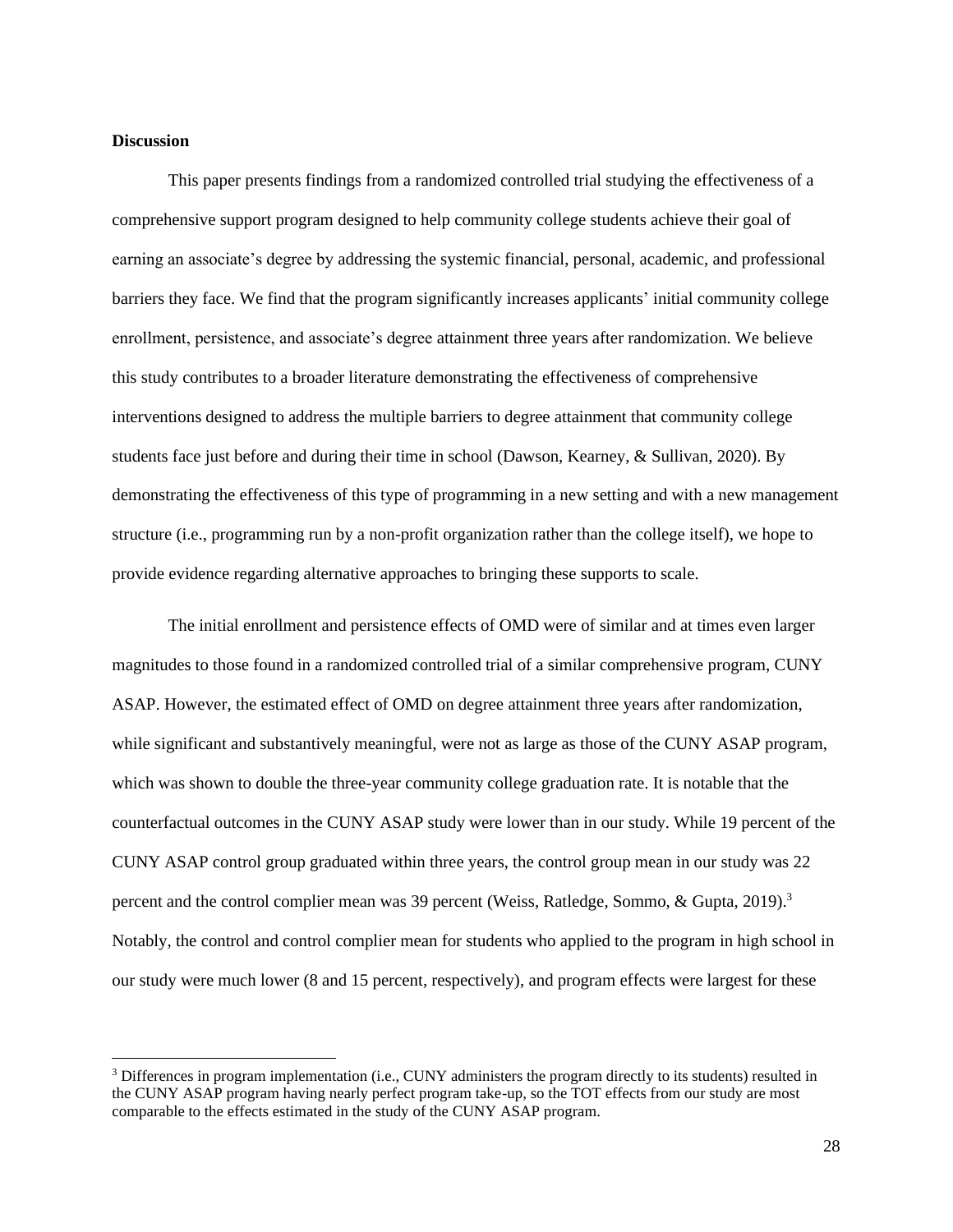## Discussion

This paper presents findings from a randomized controlled trial studying the effectiveness of a comprehensive support program designed to help community college students achieve their goal of earning an associate's degree by addressing the systemic financial, personal, academic, and professional barriers they face. We find that the program significantly increases applicants' initial community college enrollment, persistence, and associate's degree attainment three years after randomization. We believe this study contributes to a broader literature demonstrating the effectiveness of comprehensive interventions designed to address the multiple barriers to degree attainment that community college students face just before and during their time in school (Dawson, Kearney, & Sullivan, 2020). By demonstrating the effectiveness of this type of programming in a new setting and with a new management structure (i.e., programming run by a non-profit organization rather than the college itself), we hope to provide evidence regarding alternative approaches to bringing these supports to scale.

The initial enrollment and persistence effects of OMD were of similar and at times even larger magnitudes to those found in a randomized controlled trial of a similar comprehensive program, CUNY ASAP. However, the estimated effect of OMD on degree attainment three years after randomization, while significant and substantively meaningful, were not as large as those of the CUNY ASAP program, which was shown to double the three-year community college graduation rate. It is notable that the counterfactual outcomes in the CUNY ASAP study were lower than in our study. While 19 percent of the CUNY ASAP control group graduated within three years, the control group mean in our study was 22 percent and the control complier mean was 39 percent (Weiss, Ratledge, Sommo, & Gupta, 2019).[3] Notably, the control and control complier mean for students who applied to the program in high school in our study were much lower (8 and 15 percent, respectively), and program effects were largest for these

[3] Differences in program implementation (i.e., CUNY administers the program directly to its students) resulted in the CUNY ASAP program having nearly perfect program take-up, so the TOT effects from our study are most comparable to the effects estimated in the study of the CUNY ASAP program.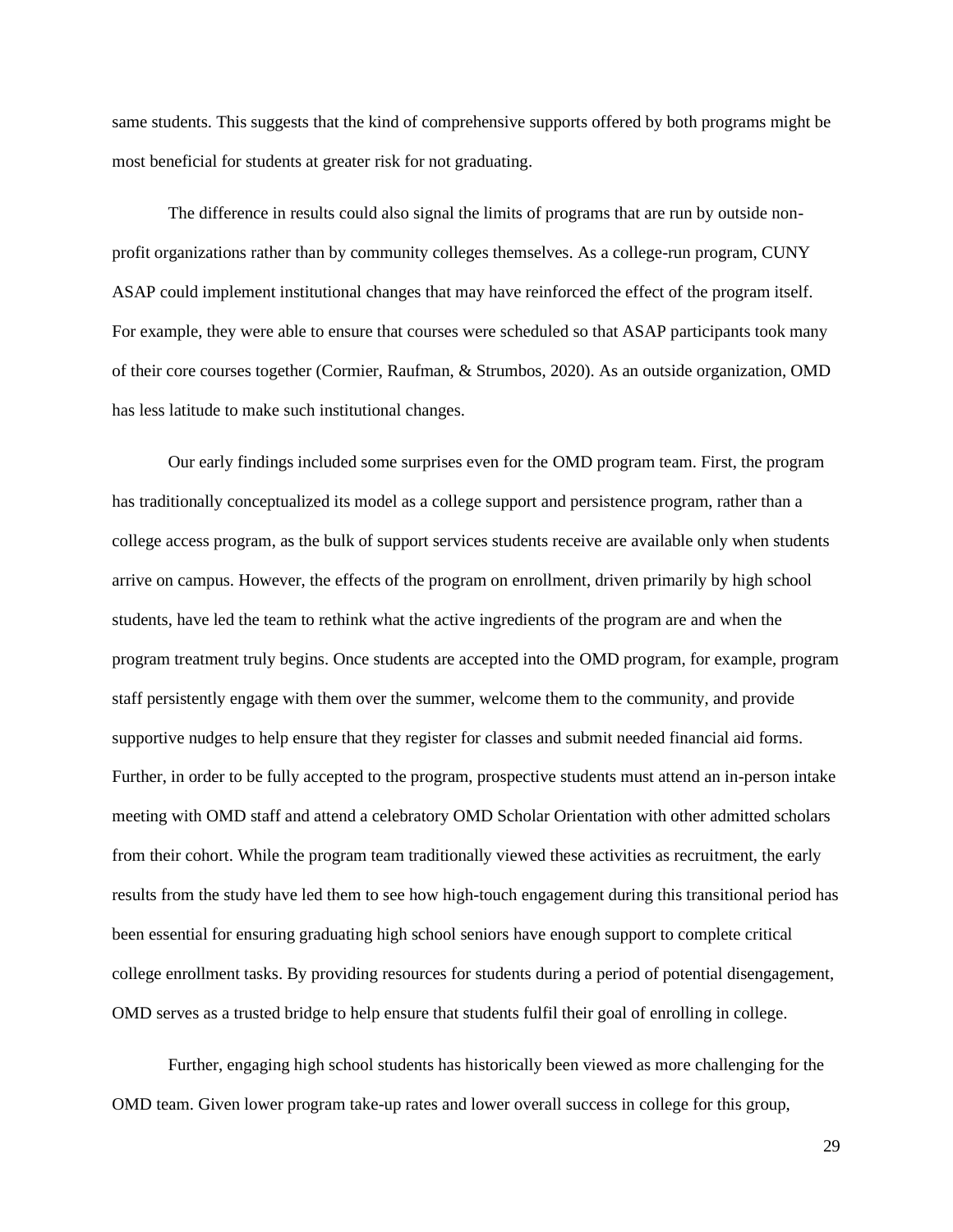same students. This suggests that the kind of comprehensive supports offered by both programs might be most beneficial for students at greater risk for not graduating.

The difference in results could also signal the limits of programs that are run by outside non-profit organizations rather than by community colleges themselves. As a college-run program, CUNY ASAP could implement institutional changes that may have reinforced the effect of the program itself. For example, they were able to ensure that courses were scheduled so that ASAP participants took many of their core courses together (Cormier, Raufman, & Strumbos, 2020). As an outside organization, OMD has less latitude to make such institutional changes.

Our early findings included some surprises even for the OMD program team. First, the program has traditionally conceptualized its model as a college support and persistence program, rather than a college access program, as the bulk of support services students receive are available only when students arrive on campus. However, the effects of the program on enrollment, driven primarily by high school students, have led the team to rethink what the active ingredients of the program are and when the program treatment truly begins. Once students are accepted into the OMD program, for example, program staff persistently engage with them over the summer, welcome them to the community, and provide supportive nudges to help ensure that they register for classes and submit needed financial aid forms. Further, in order to be fully accepted to the program, prospective students must attend an in-person intake meeting with OMD staff and attend a celebratory OMD Scholar Orientation with other admitted scholars from their cohort. While the program team traditionally viewed these activities as recruitment, the early results from the study have led them to see how high-touch engagement during this transitional period has been essential for ensuring graduating high school seniors have enough support to complete critical college enrollment tasks. By providing resources for students during a period of potential disengagement, OMD serves as a trusted bridge to help ensure that students fulfil their goal of enrolling in college.

Further, engaging high school students has historically been viewed as more challenging for the OMD team. Given lower program take-up rates and lower overall success in college for this group,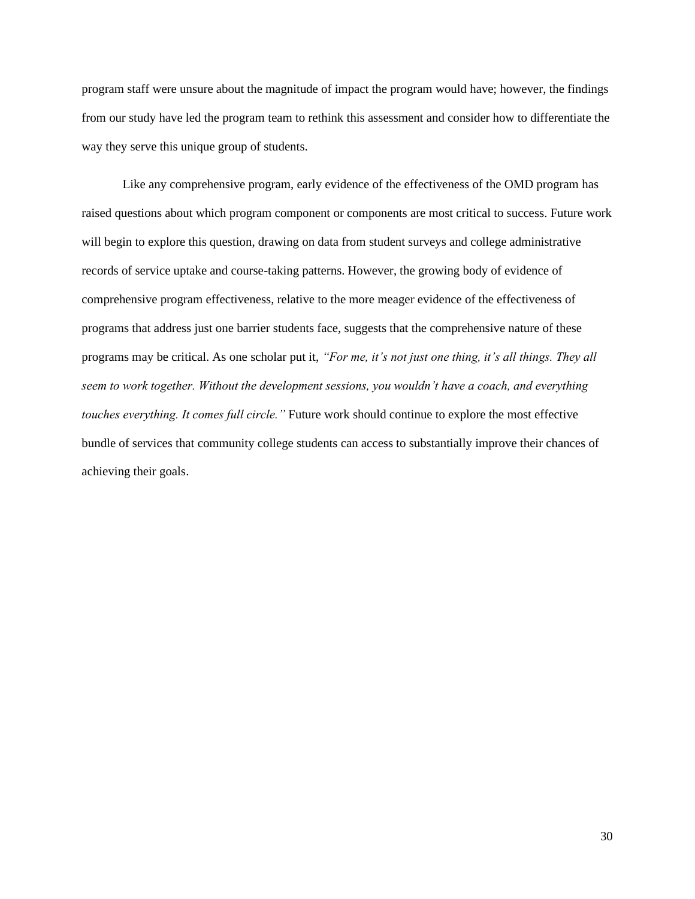program staff were unsure about the magnitude of impact the program would have; however, the findings from our study have led the program team to rethink this assessment and consider how to differentiate the way they serve this unique group of students.

Like any comprehensive program, early evidence of the effectiveness of the OMD program has raised questions about which program component or components are most critical to success. Future work will begin to explore this question, drawing on data from student surveys and college administrative records of service uptake and course-taking patterns. However, the growing body of evidence of comprehensive program effectiveness, relative to the more meager evidence of the effectiveness of programs that address just one barrier students face, suggests that the comprehensive nature of these programs may be critical. As one scholar put it, *"For me, it's not just one thing, it's all things. They all seem to work together. Without the development sessions, you wouldn't have a coach, and everything touches everything. It comes full circle."* Future work should continue to explore the most effective bundle of services that community college students can access to substantially improve their chances of achieving their goals.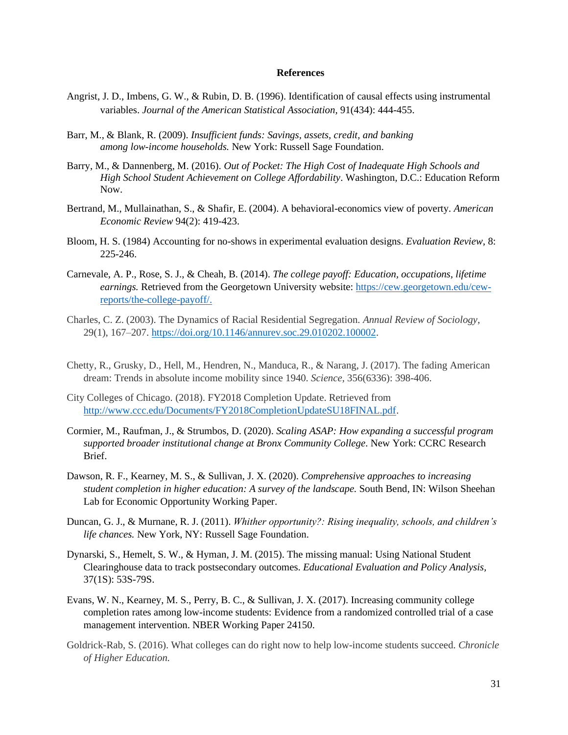**References**

Angrist, J. D., Imbens, G. W., & Rubin, D. B. (1996). Identification of causal effects using instrumental variables. *Journal of the American Statistical Association,* 91(434): 444-455.

Barr, M., & Blank, R. (2009). *Insufficient funds: Savings, assets, credit, and banking among low-income households.* New York: Russell Sage Foundation.

Barry, M., & Dannenberg, M. (2016). *Out of Pocket: The High Cost of Inadequate High Schools and High School Student Achievement on College Affordability*. Washington, D.C.: Education Reform Now.

Bertrand, M., Mullainathan, S., & Shafir, E. (2004). A behavioral-economics view of poverty. *American Economic Review* 94(2): 419-423.

Bloom, H. S. (1984) Accounting for no-shows in experimental evaluation designs. *Evaluation Review*, 8: 225-246.

Carnevale, A. P., Rose, S. J., & Cheah, B. (2014). *The college payoff: Education, occupations, lifetime earnings.* Retrieved from the Georgetown University website: https://cew.georgetown.edu/cew-reports/the-college-payoff/.

Charles, C. Z. (2003). The Dynamics of Racial Residential Segregation. *Annual Review of Sociology*, 29(1), 167–207. https://doi.org/10.1146/annurev.soc.29.010202.100002.

Chetty, R., Grusky, D., Hell, M., Hendren, N., Manduca, R., & Narang, J. (2017). The fading American dream: Trends in absolute income mobility since 1940. *Science*, 356(6336): 398-406.

City Colleges of Chicago. (2018). FY2018 Completion Update. Retrieved from http://www.ccc.edu/Documents/FY2018CompletionUpdateSU18FINAL.pdf.

Cormier, M., Raufman, J., & Strumbos, D. (2020). *Scaling ASAP: How expanding a successful program supported broader institutional change at Bronx Community College*. New York: CCRC Research Brief.

Dawson, R. F., Kearney, M. S., & Sullivan, J. X. (2020). *Comprehensive approaches to increasing student completion in higher education: A survey of the landscape.* South Bend, IN: Wilson Sheehan Lab for Economic Opportunity Working Paper.

Duncan, G. J., & Murnane, R. J. (2011). *Whither opportunity?: Rising inequality, schools, and children's life chances.* New York, NY: Russell Sage Foundation.

Dynarski, S., Hemelt, S. W., & Hyman, J. M. (2015). The missing manual: Using National Student Clearinghouse data to track postsecondary outcomes. *Educational Evaluation and Policy Analysis,* 37(1S): 53S-79S.

Evans, W. N., Kearney, M. S., Perry, B. C., & Sullivan, J. X. (2017). Increasing community college completion rates among low-income students: Evidence from a randomized controlled trial of a case management intervention. NBER Working Paper 24150.

Goldrick-Rab, S. (2016). What colleges can do right now to help low-income students succeed. *Chronicle of Higher Education.*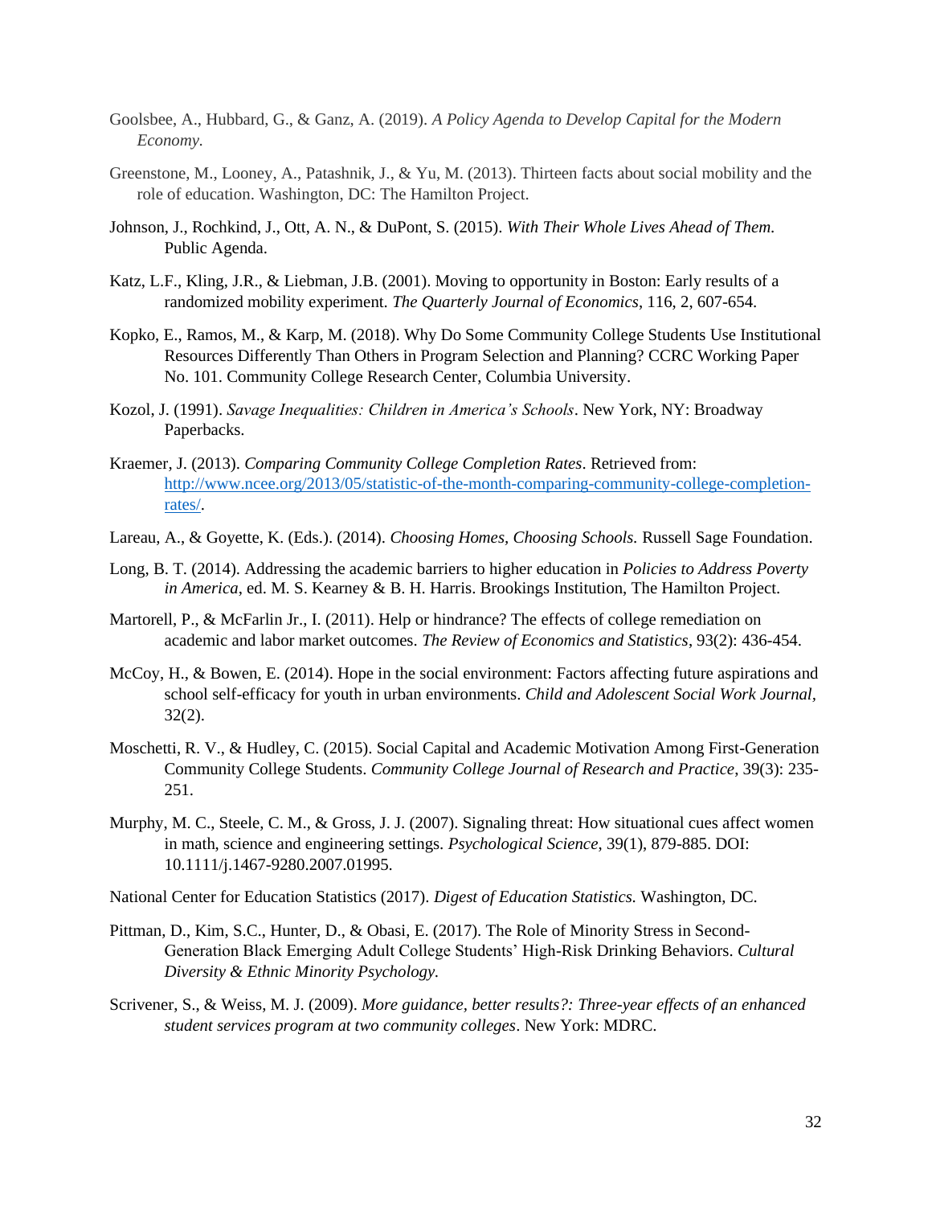Goolsbee, A., Hubbard, G., & Ganz, A. (2019). *A Policy Agenda to Develop Capital for the Modern Economy.*

Greenstone, M., Looney, A., Patashnik, J., & Yu, M. (2013). Thirteen facts about social mobility and the role of education. Washington, DC: The Hamilton Project.

Johnson, J., Rochkind, J., Ott, A. N., & DuPont, S. (2015). *With Their Whole Lives Ahead of Them.* Public Agenda.

Katz, L.F., Kling, J.R., & Liebman, J.B. (2001). Moving to opportunity in Boston: Early results of a randomized mobility experiment. *The Quarterly Journal of Economics*, 116, 2, 607-654.

Kopko, E., Ramos, M., & Karp, M. (2018). Why Do Some Community College Students Use Institutional Resources Differently Than Others in Program Selection and Planning? CCRC Working Paper No. 101. Community College Research Center, Columbia University.

Kozol, J. (1991). *Savage Inequalities: Children in America's Schools*. New York, NY: Broadway Paperbacks.

Kraemer, J. (2013). *Comparing Community College Completion Rates*. Retrieved from: [http://www.ncee.org/2013/05/statistic-of-the-month-comparing-community-college-completion-rates/](http://www.ncee.org/2013/05/statistic-of-the-month-comparing-community-college-completion-rates/).

Lareau, A., & Goyette, K. (Eds.). (2014). *Choosing Homes, Choosing Schools.* Russell Sage Foundation.

Long, B. T. (2014). Addressing the academic barriers to higher education in *Policies to Address Poverty in America*, ed. M. S. Kearney & B. H. Harris. Brookings Institution, The Hamilton Project.

Martorell, P., & McFarlin Jr., I. (2011). Help or hindrance? The effects of college remediation on academic and labor market outcomes. *The Review of Economics and Statistics*, 93(2): 436-454.

McCoy, H., & Bowen, E. (2014). Hope in the social environment: Factors affecting future aspirations and school self-efficacy for youth in urban environments. *Child and Adolescent Social Work Journal*, 32(2).

Moschetti, R. V., & Hudley, C. (2015). Social Capital and Academic Motivation Among First-Generation Community College Students. *Community College Journal of Research and Practice*, 39(3): 235-251.

Murphy, M. C., Steele, C. M., & Gross, J. J. (2007). Signaling threat: How situational cues affect women in math, science and engineering settings. *Psychological Science*, 39(1), 879-885. DOI: 10.1111/j.1467-9280.2007.01995.

National Center for Education Statistics (2017). *Digest of Education Statistics.* Washington, DC.

Pittman, D., Kim, S.C., Hunter, D., & Obasi, E. (2017). The Role of Minority Stress in Second-Generation Black Emerging Adult College Students' High-Risk Drinking Behaviors. *Cultural Diversity & Ethnic Minority Psychology.*

Scrivener, S., & Weiss, M. J. (2009). *More guidance, better results?: Three-year effects of an enhanced student services program at two community colleges*. New York: MDRC.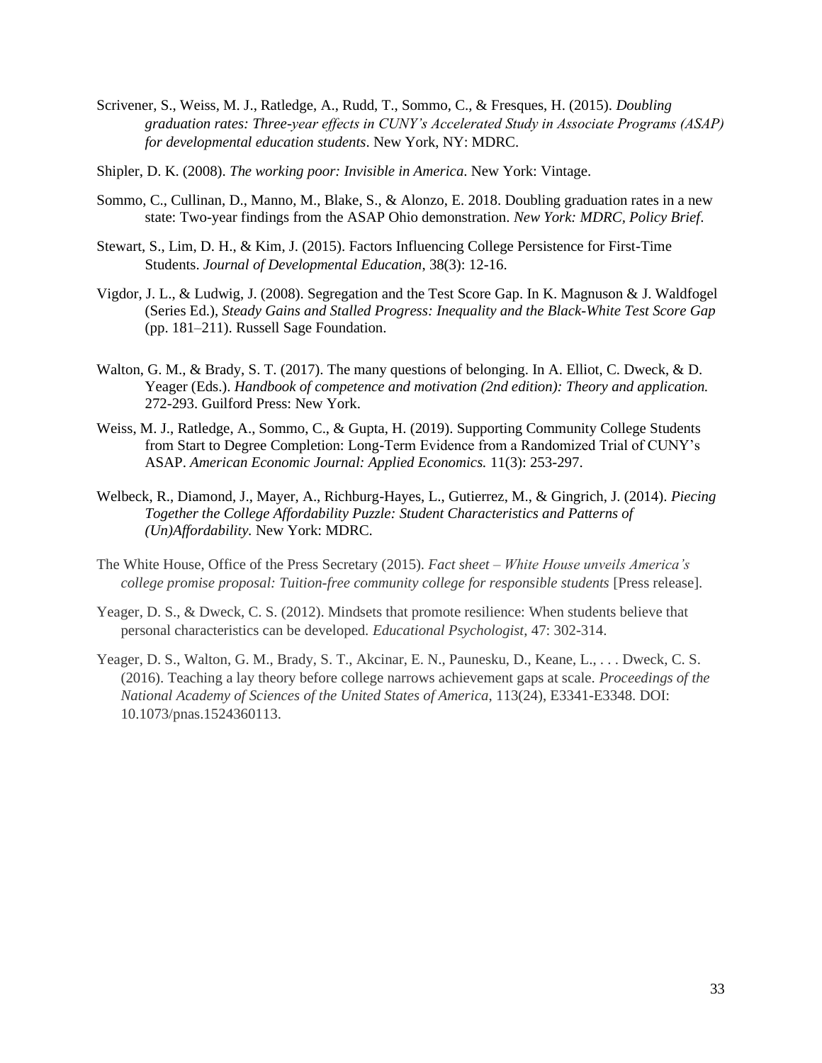Scrivener, S., Weiss, M. J., Ratledge, A., Rudd, T., Sommo, C., & Fresques, H. (2015). *Doubling graduation rates: Three-year effects in CUNY's Accelerated Study in Associate Programs (ASAP) for developmental education students*. New York, NY: MDRC.

Shipler, D. K. (2008). *The working poor: Invisible in America*. New York: Vintage.

Sommo, C., Cullinan, D., Manno, M., Blake, S., & Alonzo, E. 2018. Doubling graduation rates in a new state: Two-year findings from the ASAP Ohio demonstration. *New York: MDRC, Policy Brief*.

Stewart, S., Lim, D. H., & Kim, J. (2015). Factors Influencing College Persistence for First-Time Students. *Journal of Developmental Education*, 38(3): 12-16.

Vigdor, J. L., & Ludwig, J. (2008). Segregation and the Test Score Gap. In K. Magnuson & J. Waldfogel (Series Ed.), *Steady Gains and Stalled Progress: Inequality and the Black-White Test Score Gap* (pp. 181–211). Russell Sage Foundation.

Walton, G. M., & Brady, S. T. (2017). The many questions of belonging. In A. Elliot, C. Dweck, & D. Yeager (Eds.). *Handbook of competence and motivation (2nd edition): Theory and application.* 272-293. Guilford Press: New York.

Weiss, M. J., Ratledge, A., Sommo, C., & Gupta, H. (2019). Supporting Community College Students from Start to Degree Completion: Long-Term Evidence from a Randomized Trial of CUNY's ASAP. *American Economic Journal: Applied Economics.* 11(3): 253-297.

Welbeck, R., Diamond, J., Mayer, A., Richburg-Hayes, L., Gutierrez, M., & Gingrich, J. (2014). *Piecing Together the College Affordability Puzzle: Student Characteristics and Patterns of (Un)Affordability.* New York: MDRC.

The White House, Office of the Press Secretary (2015). *Fact sheet – White House unveils America's college promise proposal: Tuition-free community college for responsible students* [Press release].

Yeager, D. S., & Dweck, C. S. (2012). Mindsets that promote resilience: When students believe that personal characteristics can be developed. *Educational Psychologist*, 47: 302-314.

Yeager, D. S., Walton, G. M., Brady, S. T., Akcinar, E. N., Paunesku, D., Keane, L., . . . Dweck, C. S. (2016). Teaching a lay theory before college narrows achievement gaps at scale. *Proceedings of the National Academy of Sciences of the United States of America*, 113(24), E3341-E3348. DOI: 10.1073/pnas.1524360113.